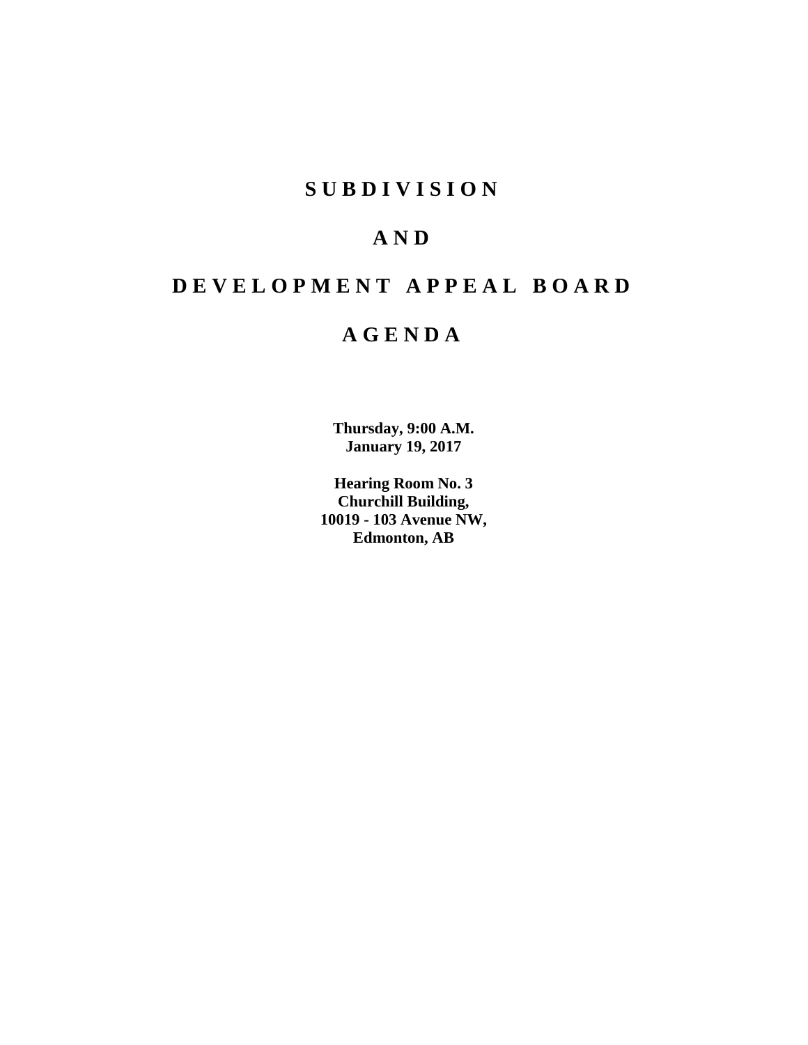# S U B D I V I S I O N

# A N D

# D E V E L O P M E N T   A P P E A L   B O A R D

# A G E N D A

**Thursday, 9:00 A.M.**
**January 19, 2017**

**Hearing Room No. 3**
**Churchill Building,**
**10019 - 103 Avenue NW,**
**Edmonton, AB**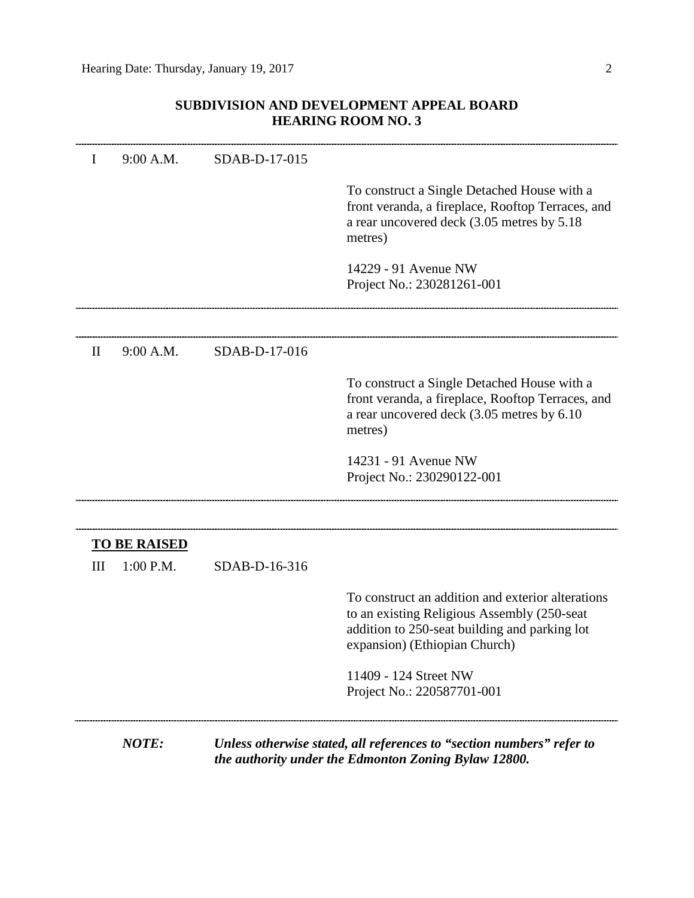## SUBDIVISION AND DEVELOPMENT APPEAL BOARD
## HEARING ROOM NO. 3

---

I 9:00 A.M. SDAB-D-17-015

To construct a Single Detached House with a front veranda, a fireplace, Rooftop Terraces, and a rear uncovered deck (3.05 metres by 5.18 metres)

14229 - 91 Avenue NW
Project No.: 230281261-001

---

II 9:00 A.M. SDAB-D-17-016

To construct a Single Detached House with a front veranda, a fireplace, Rooftop Terraces, and a rear uncovered deck (3.05 metres by 6.10 metres)

14231 - 91 Avenue NW
Project No.: 230290122-001

---

**TO BE RAISED**

III 1:00 P.M. SDAB-D-16-316

To construct an addition and exterior alterations to an existing Religious Assembly (250-seat addition to 250-seat building and parking lot expansion) (Ethiopian Church)

11409 - 124 Street NW
Project No.: 220587701-001

---

***NOTE:*** ***Unless otherwise stated, all references to "section numbers" refer to the authority under the Edmonton Zoning Bylaw 12800.***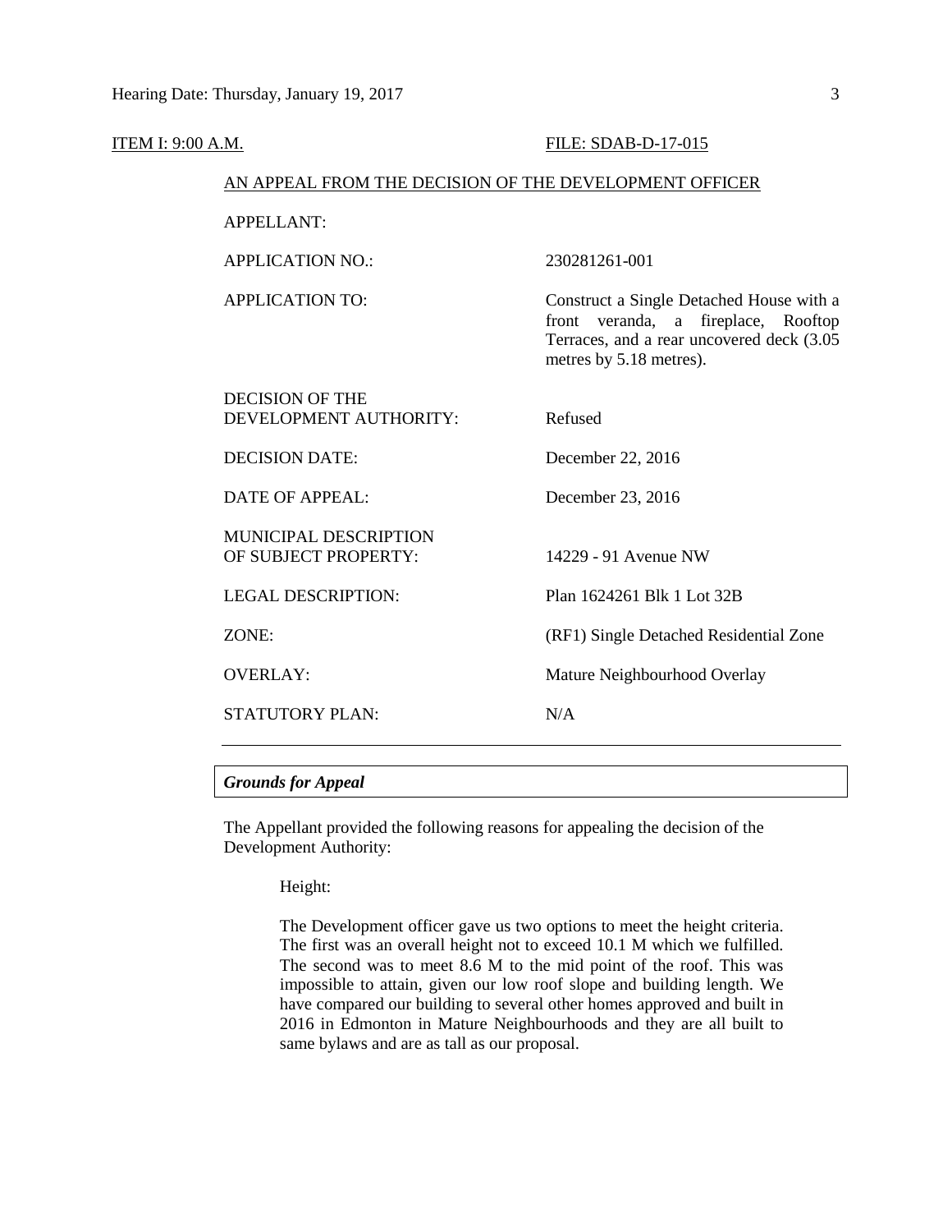ITEM I: 9:00 A.M. FILE: SDAB-D-17-015

AN APPEAL FROM THE DECISION OF THE DEVELOPMENT OFFICER

| | |
|---|---|
| APPELLANT: | |
| APPLICATION NO.: | 230281261-001 |
| APPLICATION TO: | Construct a Single Detached House with a front veranda, a fireplace, Rooftop Terraces, and a rear uncovered deck (3.05 metres by 5.18 metres). |
| DECISION OF THE DEVELOPMENT AUTHORITY: | Refused |
| DECISION DATE: | December 22, 2016 |
| DATE OF APPEAL: | December 23, 2016 |
| MUNICIPAL DESCRIPTION OF SUBJECT PROPERTY: | 14229 - 91 Avenue NW |
| LEGAL DESCRIPTION: | Plan 1624261 Blk 1 Lot 32B |
| ZONE: | (RF1) Single Detached Residential Zone |
| OVERLAY: | Mature Neighbourhood Overlay |
| STATUTORY PLAN: | N/A |

### *Grounds for Appeal*

The Appellant provided the following reasons for appealing the decision of the Development Authority:

> Height:
>
> The Development officer gave us two options to meet the height criteria. The first was an overall height not to exceed 10.1 M which we fulfilled. The second was to meet 8.6 M to the mid point of the roof. This was impossible to attain, given our low roof slope and building length. We have compared our building to several other homes approved and built in 2016 in Edmonton in Mature Neighbourhoods and they are all built to same bylaws and are as tall as our proposal.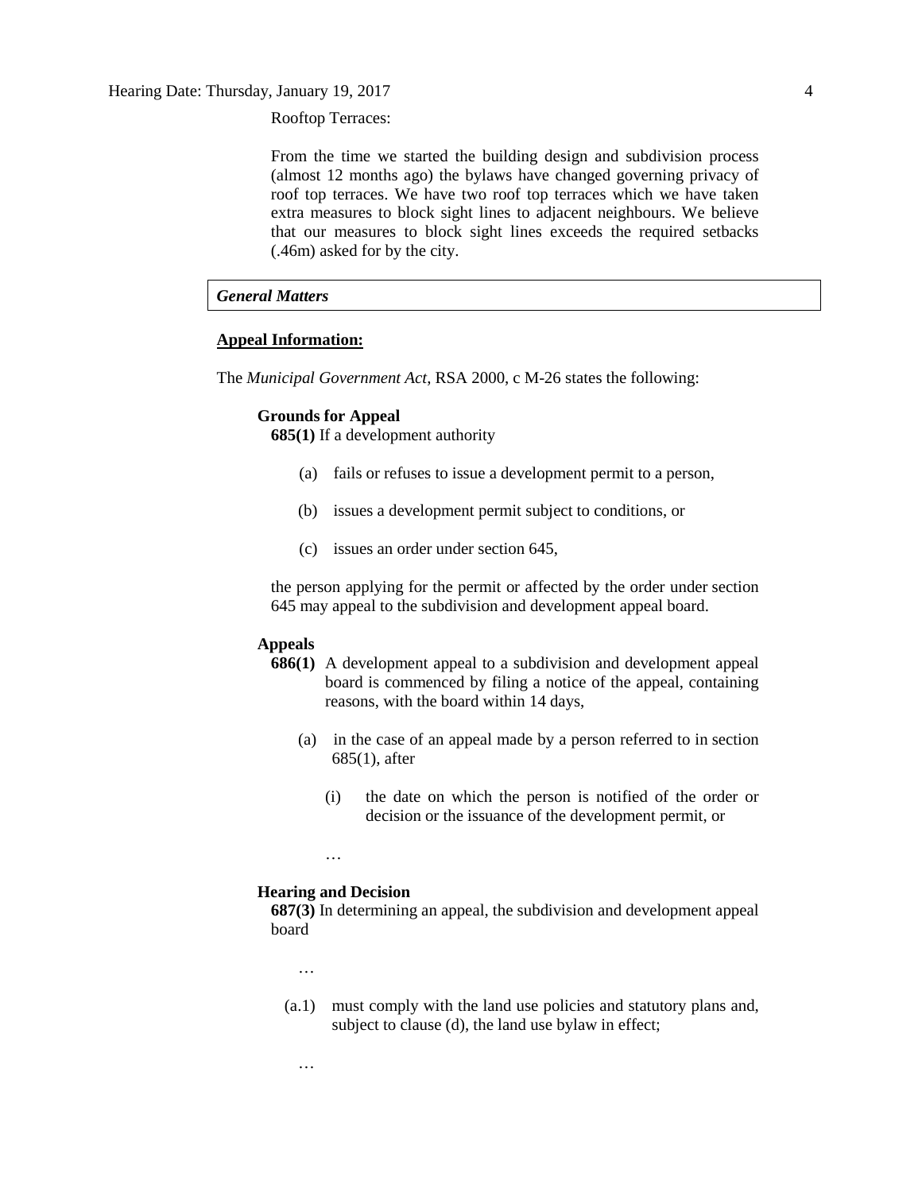Rooftop Terraces:

From the time we started the building design and subdivision process (almost 12 months ago) the bylaws have changed governing privacy of roof top terraces. We have two roof top terraces which we have taken extra measures to block sight lines to adjacent neighbours. We believe that our measures to block sight lines exceeds the required setbacks (.46m) asked for by the city.

## *General Matters*

**Appeal Information:**

The *Municipal Government Act*, RSA 2000, c M-26 states the following:

**Grounds for Appeal**

**685(1)** If a development authority

(a) fails or refuses to issue a development permit to a person,

(b) issues a development permit subject to conditions, or

(c) issues an order under section 645,

the person applying for the permit or affected by the order under section 645 may appeal to the subdivision and development appeal board.

**Appeals**

**686(1)** A development appeal to a subdivision and development appeal board is commenced by filing a notice of the appeal, containing reasons, with the board within 14 days,

(a) in the case of an appeal made by a person referred to in section 685(1), after

(i) the date on which the person is notified of the order or decision or the issuance of the development permit, or

…

**Hearing and Decision**

**687(3)** In determining an appeal, the subdivision and development appeal board

…

(a.1) must comply with the land use policies and statutory plans and, subject to clause (d), the land use bylaw in effect;

…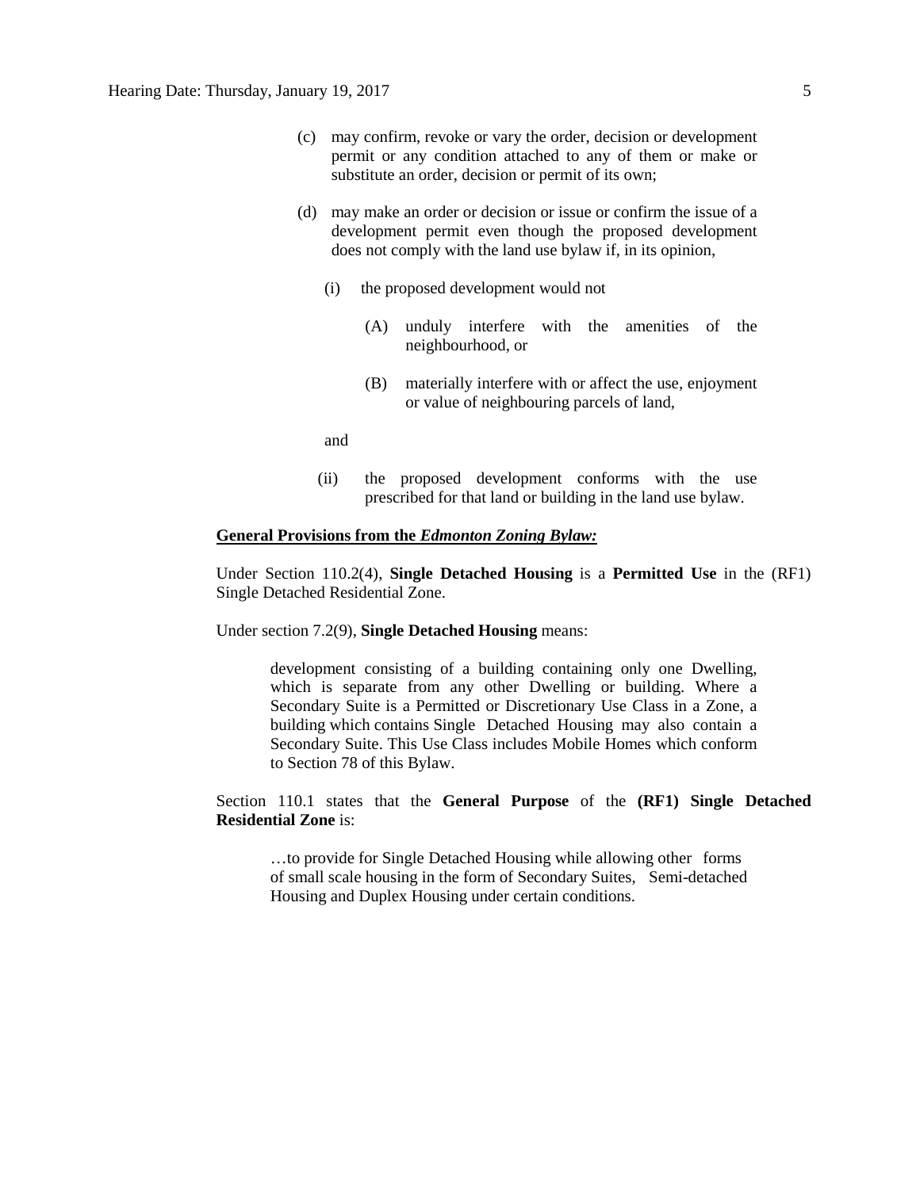(c) may confirm, revoke or vary the order, decision or development permit or any condition attached to any of them or make or substitute an order, decision or permit of its own;

(d) may make an order or decision or issue or confirm the issue of a development permit even though the proposed development does not comply with the land use bylaw if, in its opinion,

(i) the proposed development would not

(A) unduly interfere with the amenities of the neighbourhood, or

(B) materially interfere with or affect the use, enjoyment or value of neighbouring parcels of land,

and

(ii) the proposed development conforms with the use prescribed for that land or building in the land use bylaw.

**General Provisions from the *Edmonton Zoning Bylaw:***

Under Section 110.2(4), **Single Detached Housing** is a **Permitted Use** in the (RF1) Single Detached Residential Zone.

Under section 7.2(9), **Single Detached Housing** means:

> development consisting of a building containing only one Dwelling, which is separate from any other Dwelling or building. Where a Secondary Suite is a Permitted or Discretionary Use Class in a Zone, a building which contains Single Detached Housing may also contain a Secondary Suite. This Use Class includes Mobile Homes which conform to Section 78 of this Bylaw.

Section 110.1 states that the **General Purpose** of the **(RF1) Single Detached Residential Zone** is:

> …to provide for Single Detached Housing while allowing other forms of small scale housing in the form of Secondary Suites, Semi-detached Housing and Duplex Housing under certain conditions.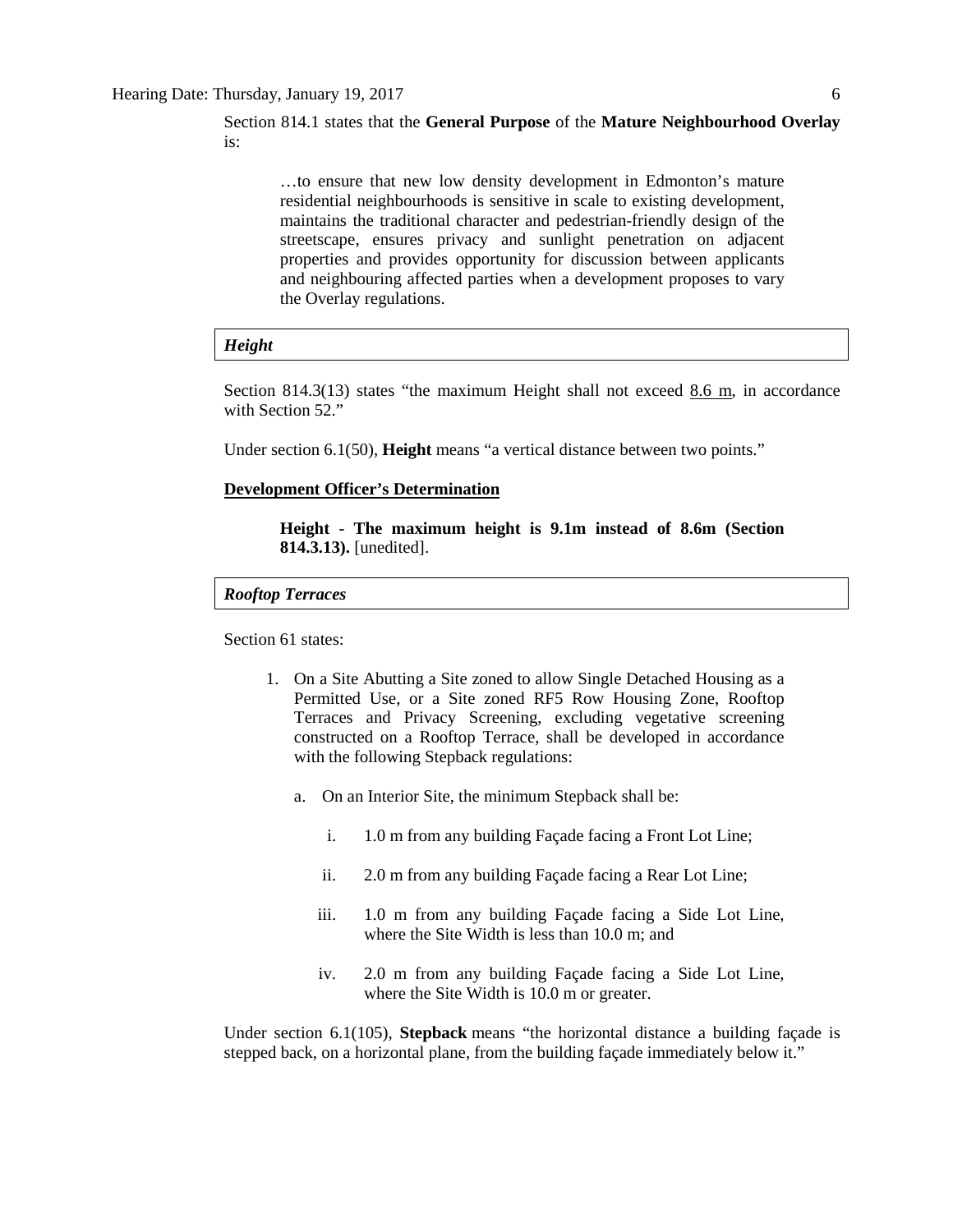Section 814.1 states that the **General Purpose** of the **Mature Neighbourhood Overlay** is:

> …to ensure that new low density development in Edmonton's mature residential neighbourhoods is sensitive in scale to existing development, maintains the traditional character and pedestrian-friendly design of the streetscape, ensures privacy and sunlight penetration on adjacent properties and provides opportunity for discussion between applicants and neighbouring affected parties when a development proposes to vary the Overlay regulations.

### *Height*

Section 814.3(13) states "the maximum Height shall not exceed 8.6 m, in accordance with Section 52."

Under section 6.1(50), **Height** means "a vertical distance between two points."

**Development Officer's Determination**

> **Height - The maximum height is 9.1m instead of 8.6m (Section 814.3.13).** [unedited].

### *Rooftop Terraces*

Section 61 states:

1. On a Site Abutting a Site zoned to allow Single Detached Housing as a Permitted Use, or a Site zoned RF5 Row Housing Zone, Rooftop Terraces and Privacy Screening, excluding vegetative screening constructed on a Rooftop Terrace, shall be developed in accordance with the following Stepback regulations:

    a. On an Interior Site, the minimum Stepback shall be:

        i. 1.0 m from any building Façade facing a Front Lot Line;

        ii. 2.0 m from any building Façade facing a Rear Lot Line;

        iii. 1.0 m from any building Façade facing a Side Lot Line, where the Site Width is less than 10.0 m; and

        iv. 2.0 m from any building Façade facing a Side Lot Line, where the Site Width is 10.0 m or greater.

Under section 6.1(105), **Stepback** means "the horizontal distance a building façade is stepped back, on a horizontal plane, from the building façade immediately below it."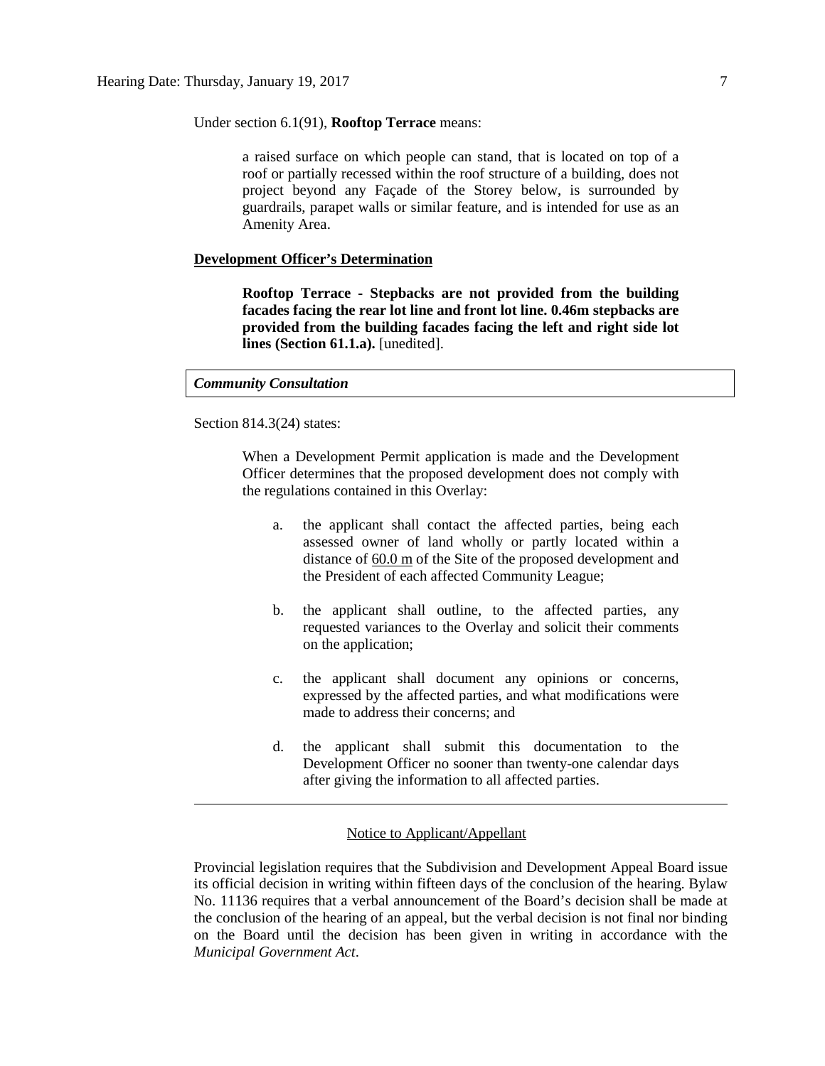Under section 6.1(91), **Rooftop Terrace** means:

> a raised surface on which people can stand, that is located on top of a roof or partially recessed within the roof structure of a building, does not project beyond any Façade of the Storey below, is surrounded by guardrails, parapet walls or similar feature, and is intended for use as an Amenity Area.

**Development Officer's Determination**

> **Rooftop Terrace - Stepbacks are not provided from the building facades facing the rear lot line and front lot line. 0.46m stepbacks are provided from the building facades facing the left and right side lot lines (Section 61.1.a).** [unedited].

***Community Consultation***

Section 814.3(24) states:

> When a Development Permit application is made and the Development Officer determines that the proposed development does not comply with the regulations contained in this Overlay:
>
> a. the applicant shall contact the affected parties, being each assessed owner of land wholly or partly located within a distance of 60.0 m of the Site of the proposed development and the President of each affected Community League;
>
> b. the applicant shall outline, to the affected parties, any requested variances to the Overlay and solicit their comments on the application;
>
> c. the applicant shall document any opinions or concerns, expressed by the affected parties, and what modifications were made to address their concerns; and
>
> d. the applicant shall submit this documentation to the Development Officer no sooner than twenty-one calendar days after giving the information to all affected parties.

---

Notice to Applicant/Appellant

Provincial legislation requires that the Subdivision and Development Appeal Board issue its official decision in writing within fifteen days of the conclusion of the hearing. Bylaw No. 11136 requires that a verbal announcement of the Board's decision shall be made at the conclusion of the hearing of an appeal, but the verbal decision is not final nor binding on the Board until the decision has been given in writing in accordance with the *Municipal Government Act*.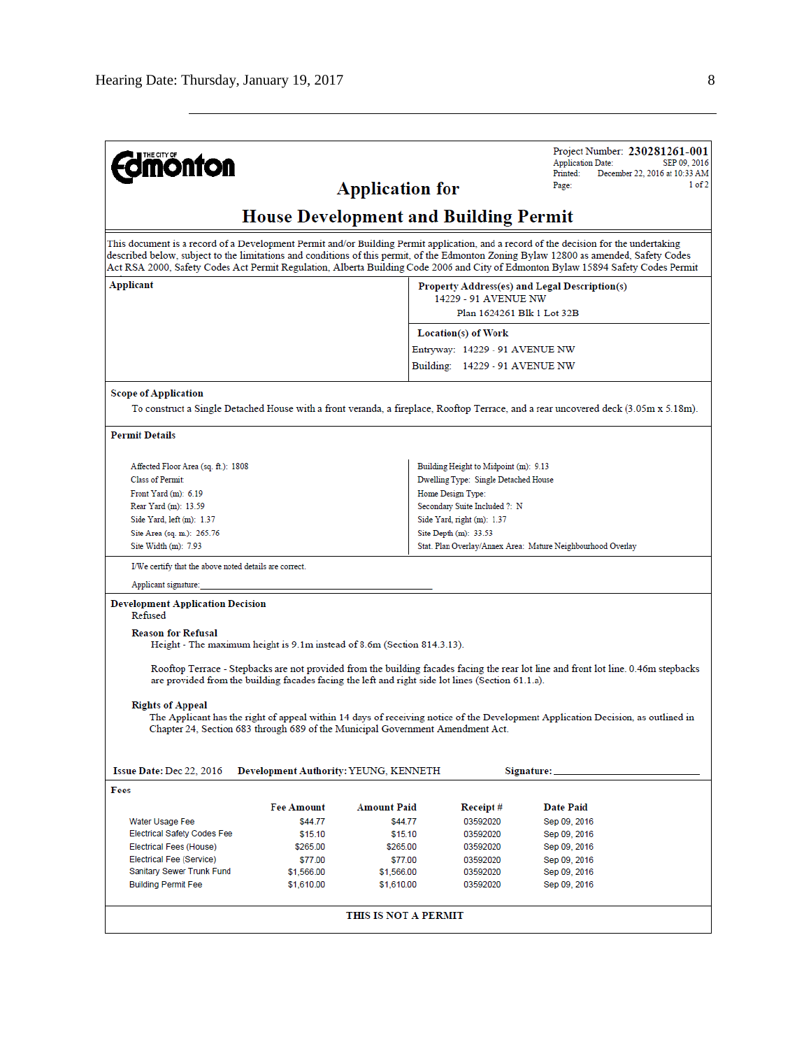THE CITY OF Edmonton

Project Number: **230281261-001**
Application Date: SEP 09, 2016
Printed: December 22, 2016 at 10:33 AM
Page: 1 of 2

# Application for

# House Development and Building Permit

This document is a record of a Development Permit and/or Building Permit application, and a record of the decision for the undertaking described below, subject to the limitations and conditions of this permit, of the Edmonton Zoning Bylaw 12800 as amended, Safety Codes Act RSA 2000, Safety Codes Act Permit Regulation, Alberta Building Code 2006 and City of Edmonton Bylaw 15894 Safety Codes Permit

| **Applicant** | **Property Address(es) and Legal Description(s)**<br>14229 - 91 AVENUE NW<br>Plan 1624261 Blk 1 Lot 32B |
|---|---|
| | **Location(s) of Work**<br>Entryway: 14229 - 91 AVENUE NW<br>Building: 14229 - 91 AVENUE NW |

**Scope of Application**

To construct a Single Detached House with a front veranda, a fireplace, Rooftop Terrace, and a rear uncovered deck (3.05m x 5.18m).

**Permit Details**

| | |
|---|---|
| Affected Floor Area (sq. ft.): 1808 | Building Height to Midpoint (m): 9.13 |
| Class of Permit: | Dwelling Type: Single Detached House |
| Front Yard (m): 6.19 | Home Design Type: |
| Rear Yard (m): 13.59 | Secondary Suite Included ?: N |
| Side Yard, left (m): 1.37 | Side Yard, right (m): 1.37 |
| Site Area (sq. m.): 265.76 | Site Depth (m): 33.53 |
| Site Width (m): 7.93 | Stat. Plan Overlay/Annex Area: Mature Neighbourhood Overlay |

I/We certify that the above noted details are correct.

Applicant signature: ______________________________

**Development Application Decision**

Refused

**Reason for Refusal**

Height - The maximum height is 9.1m instead of 8.6m (Section 814.3.13).

Rooftop Terrace - Stepbacks are not provided from the building facades facing the rear lot line and front lot line. 0.46m stepbacks are provided from the building facades facing the left and right side lot lines (Section 61.1.a).

**Rights of Appeal**

The Applicant has the right of appeal within 14 days of receiving notice of the Development Application Decision, as outlined in Chapter 24, Section 683 through 689 of the Municipal Government Amendment Act.

**Issue Date:** Dec 22, 2016 **Development Authority:** YEUNG, KENNETH **Signature:** ______________________

**Fees**

| | Fee Amount | Amount Paid | Receipt # | Date Paid |
|---|---|---|---|---|
| Water Usage Fee | $44.77 | $44.77 | 03592020 | Sep 09, 2016 |
| Electrical Safety Codes Fee | $15.10 | $15.10 | 03592020 | Sep 09, 2016 |
| Electrical Fees (House) | $265.00 | $265.00 | 03592020 | Sep 09, 2016 |
| Electrical Fee (Service) | $77.00 | $77.00 | 03592020 | Sep 09, 2016 |
| Sanitary Sewer Trunk Fund | $1,566.00 | $1,566.00 | 03592020 | Sep 09, 2016 |
| Building Permit Fee | $1,610.00 | $1,610.00 | 03592020 | Sep 09, 2016 |

**THIS IS NOT A PERMIT**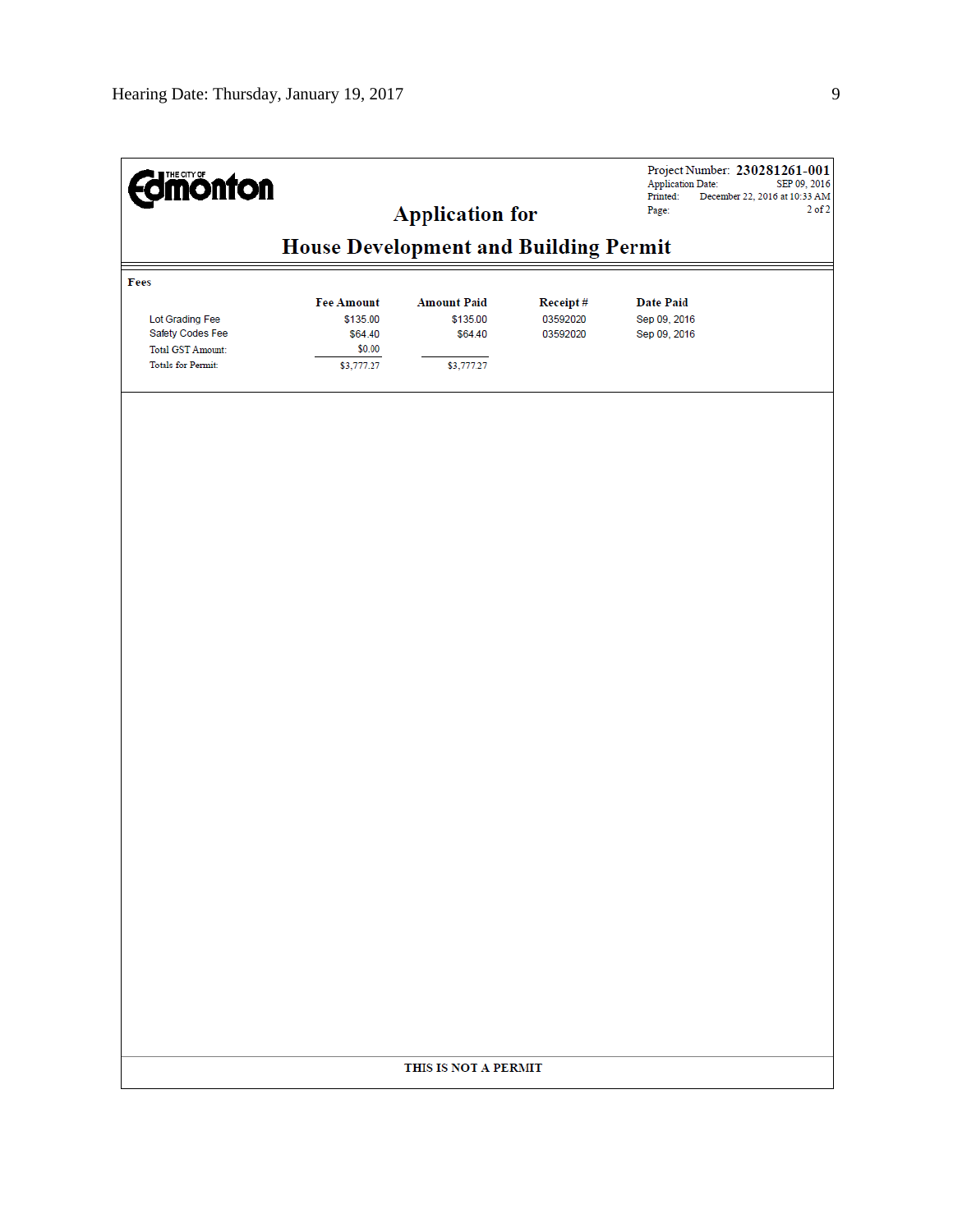THE CITY OF Edmonton

Project Number: **230281261-001**
Application Date: SEP 09, 2016
Printed: December 22, 2016 at 10:33 AM
Page: 2 of 2

## Application for

## House Development and Building Permit

**Fees**

| | Fee Amount | Amount Paid | Receipt # | Date Paid |
|---|---|---|---|---|
| Lot Grading Fee | $135.00 | $135.00 | 03592020 | Sep 09, 2016 |
| Safety Codes Fee | $64.40 | $64.40 | 03592020 | Sep 09, 2016 |
| Total GST Amount: | $0.00 | | | |
| Totals for Permit: | $3,777.27 | $3,777.27 | | |

**THIS IS NOT A PERMIT**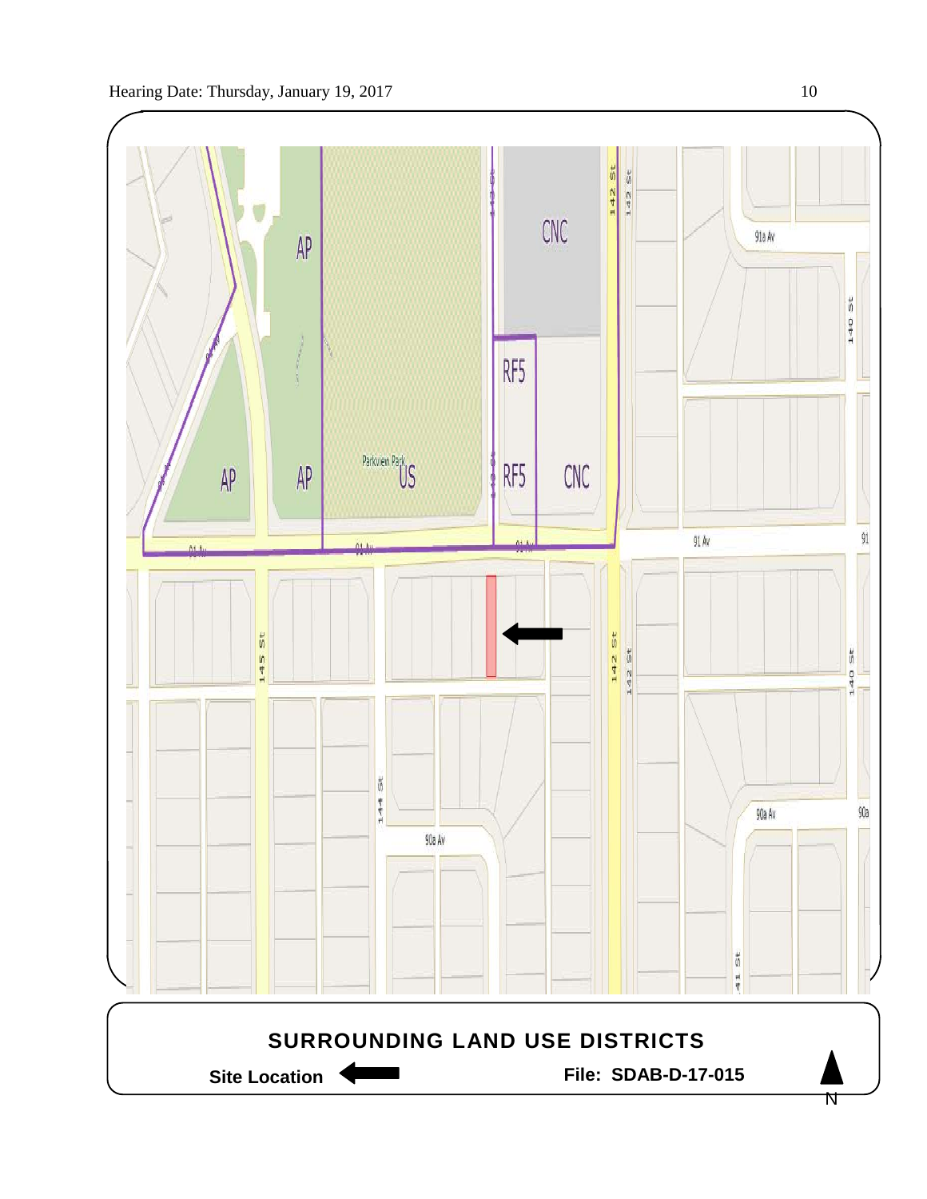## SURROUNDING LAND USE DISTRICTS

**Site Location** ⬅

**File: SDAB-D-17-015**

N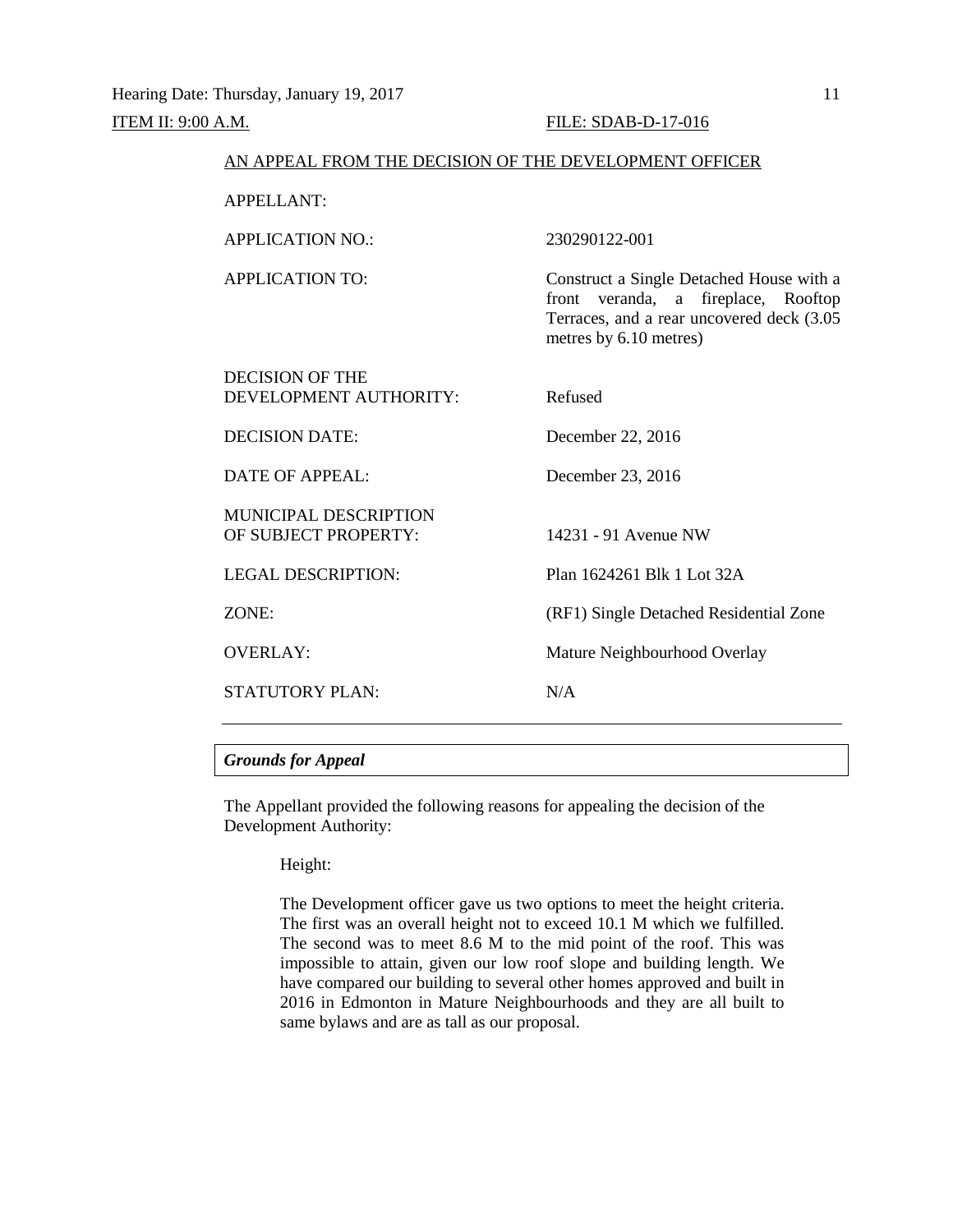ITEM II: 9:00 A.M. FILE: SDAB-D-17-016

AN APPEAL FROM THE DECISION OF THE DEVELOPMENT OFFICER

| | |
|---|---|
| APPELLANT: | |
| APPLICATION NO.: | 230290122-001 |
| APPLICATION TO: | Construct a Single Detached House with a front veranda, a fireplace, Rooftop Terraces, and a rear uncovered deck (3.05 metres by 6.10 metres) |
| DECISION OF THE DEVELOPMENT AUTHORITY: | Refused |
| DECISION DATE: | December 22, 2016 |
| DATE OF APPEAL: | December 23, 2016 |
| MUNICIPAL DESCRIPTION OF SUBJECT PROPERTY: | 14231 - 91 Avenue NW |
| LEGAL DESCRIPTION: | Plan 1624261 Blk 1 Lot 32A |
| ZONE: | (RF1) Single Detached Residential Zone |
| OVERLAY: | Mature Neighbourhood Overlay |
| STATUTORY PLAN: | N/A |

### *Grounds for Appeal*

The Appellant provided the following reasons for appealing the decision of the Development Authority:

> Height:
>
> The Development officer gave us two options to meet the height criteria. The first was an overall height not to exceed 10.1 M which we fulfilled. The second was to meet 8.6 M to the mid point of the roof. This was impossible to attain, given our low roof slope and building length. We have compared our building to several other homes approved and built in 2016 in Edmonton in Mature Neighbourhoods and they are all built to same bylaws and are as tall as our proposal.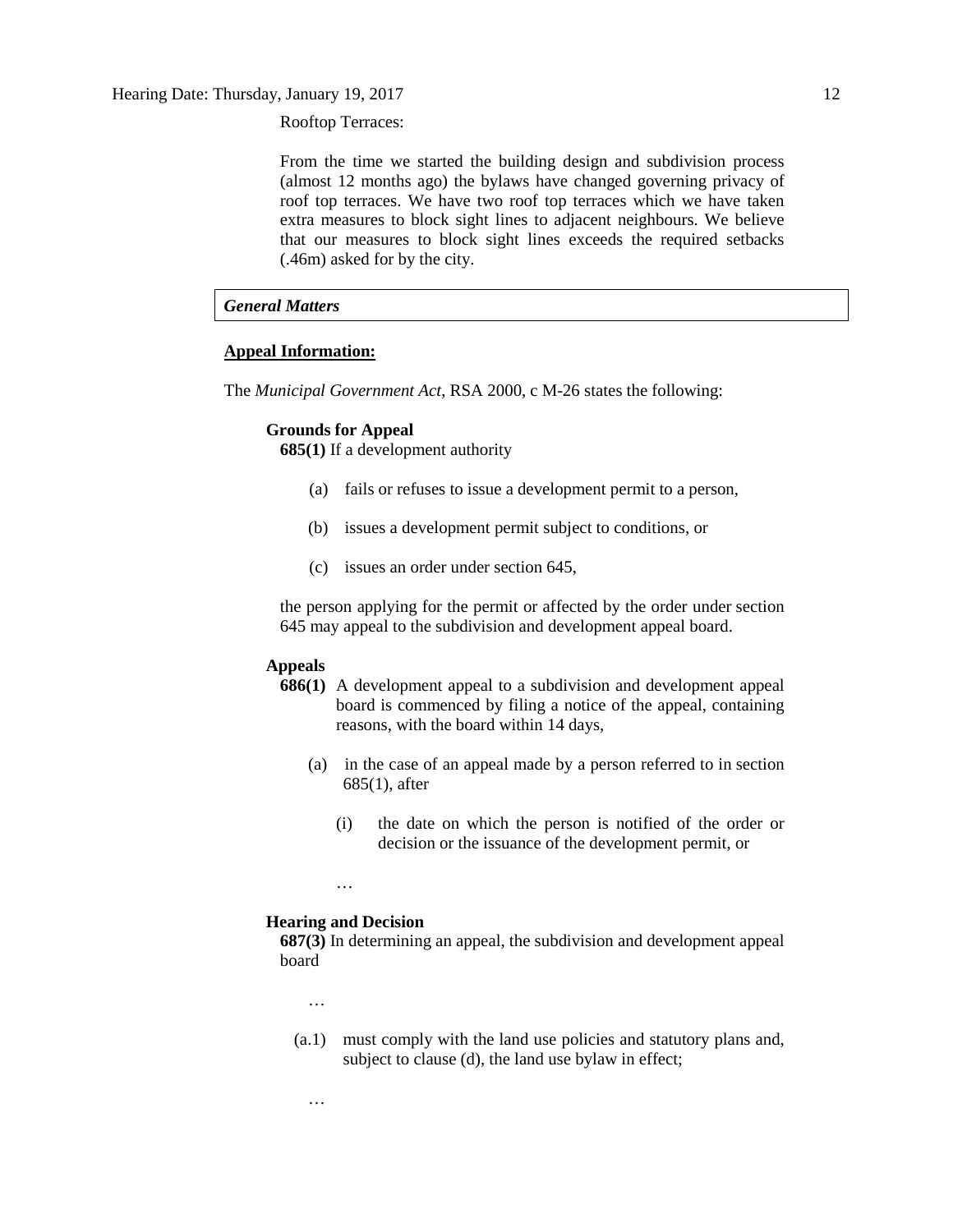Rooftop Terraces:

From the time we started the building design and subdivision process (almost 12 months ago) the bylaws have changed governing privacy of roof top terraces. We have two roof top terraces which we have taken extra measures to block sight lines to adjacent neighbours. We believe that our measures to block sight lines exceeds the required setbacks (.46m) asked for by the city.

### *General Matters*

**Appeal Information:**

The *Municipal Government Act*, RSA 2000, c M-26 states the following:

**Grounds for Appeal**

**685(1)** If a development authority

(a) fails or refuses to issue a development permit to a person,

(b) issues a development permit subject to conditions, or

(c) issues an order under section 645,

the person applying for the permit or affected by the order under section 645 may appeal to the subdivision and development appeal board.

**Appeals**

**686(1)** A development appeal to a subdivision and development appeal board is commenced by filing a notice of the appeal, containing reasons, with the board within 14 days,

(a) in the case of an appeal made by a person referred to in section 685(1), after

(i) the date on which the person is notified of the order or decision or the issuance of the development permit, or

…

**Hearing and Decision**

**687(3)** In determining an appeal, the subdivision and development appeal board

…

(a.1) must comply with the land use policies and statutory plans and, subject to clause (d), the land use bylaw in effect;

…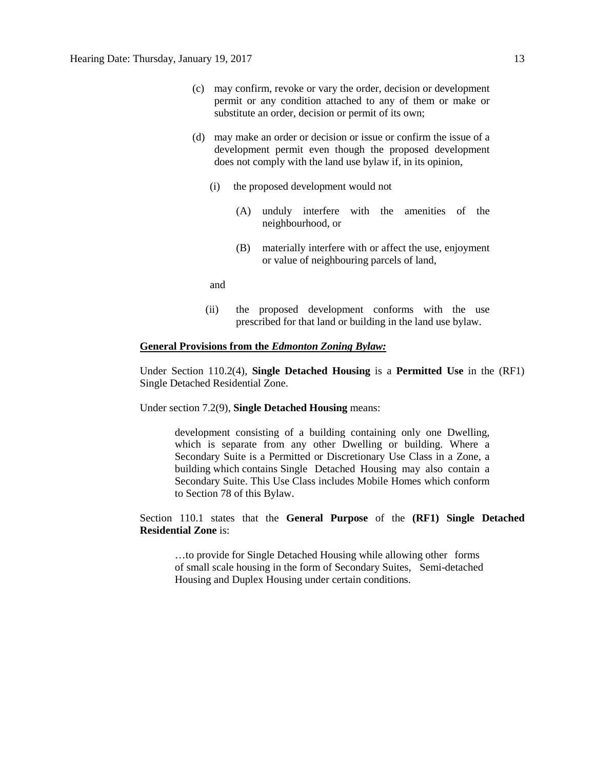(c) may confirm, revoke or vary the order, decision or development permit or any condition attached to any of them or make or substitute an order, decision or permit of its own;

(d) may make an order or decision or issue or confirm the issue of a development permit even though the proposed development does not comply with the land use bylaw if, in its opinion,

   (i) the proposed development would not

      (A) unduly interfere with the amenities of the neighbourhood, or

      (B) materially interfere with or affect the use, enjoyment or value of neighbouring parcels of land,

   and

   (ii) the proposed development conforms with the use prescribed for that land or building in the land use bylaw.

**General Provisions from the *Edmonton Zoning Bylaw:***

Under Section 110.2(4), **Single Detached Housing** is a **Permitted Use** in the (RF1) Single Detached Residential Zone.

Under section 7.2(9), **Single Detached Housing** means:

> development consisting of a building containing only one Dwelling, which is separate from any other Dwelling or building. Where a Secondary Suite is a Permitted or Discretionary Use Class in a Zone, a building which contains Single Detached Housing may also contain a Secondary Suite. This Use Class includes Mobile Homes which conform to Section 78 of this Bylaw.

Section 110.1 states that the **General Purpose** of the **(RF1) Single Detached Residential Zone** is:

> …to provide for Single Detached Housing while allowing other forms of small scale housing in the form of Secondary Suites, Semi-detached Housing and Duplex Housing under certain conditions.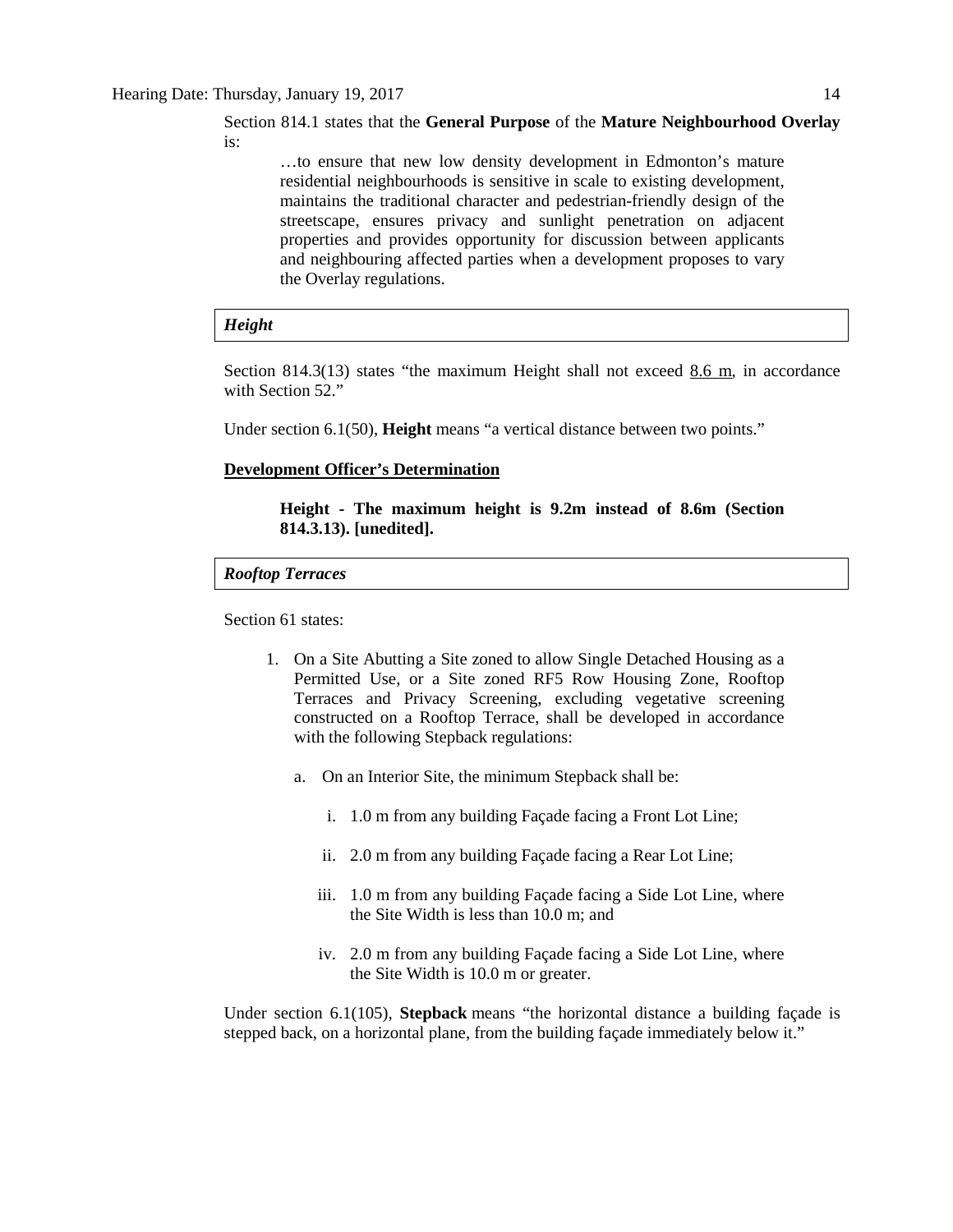Section 814.1 states that the **General Purpose** of the **Mature Neighbourhood Overlay** is:

> …to ensure that new low density development in Edmonton's mature residential neighbourhoods is sensitive in scale to existing development, maintains the traditional character and pedestrian-friendly design of the streetscape, ensures privacy and sunlight penetration on adjacent properties and provides opportunity for discussion between applicants and neighbouring affected parties when a development proposes to vary the Overlay regulations.

### *Height*

Section 814.3(13) states "the maximum Height shall not exceed 8.6 m, in accordance with Section 52."

Under section 6.1(50), **Height** means "a vertical distance between two points."

**Development Officer's Determination**

> **Height - The maximum height is 9.2m instead of 8.6m (Section 814.3.13). [unedited].**

### *Rooftop Terraces*

Section 61 states:

1. On a Site Abutting a Site zoned to allow Single Detached Housing as a Permitted Use, or a Site zoned RF5 Row Housing Zone, Rooftop Terraces and Privacy Screening, excluding vegetative screening constructed on a Rooftop Terrace, shall be developed in accordance with the following Stepback regulations:
   a. On an Interior Site, the minimum Stepback shall be:
      i. 1.0 m from any building Façade facing a Front Lot Line;
      ii. 2.0 m from any building Façade facing a Rear Lot Line;
      iii. 1.0 m from any building Façade facing a Side Lot Line, where the Site Width is less than 10.0 m; and
      iv. 2.0 m from any building Façade facing a Side Lot Line, where the Site Width is 10.0 m or greater.

Under section 6.1(105), **Stepback** means "the horizontal distance a building façade is stepped back, on a horizontal plane, from the building façade immediately below it."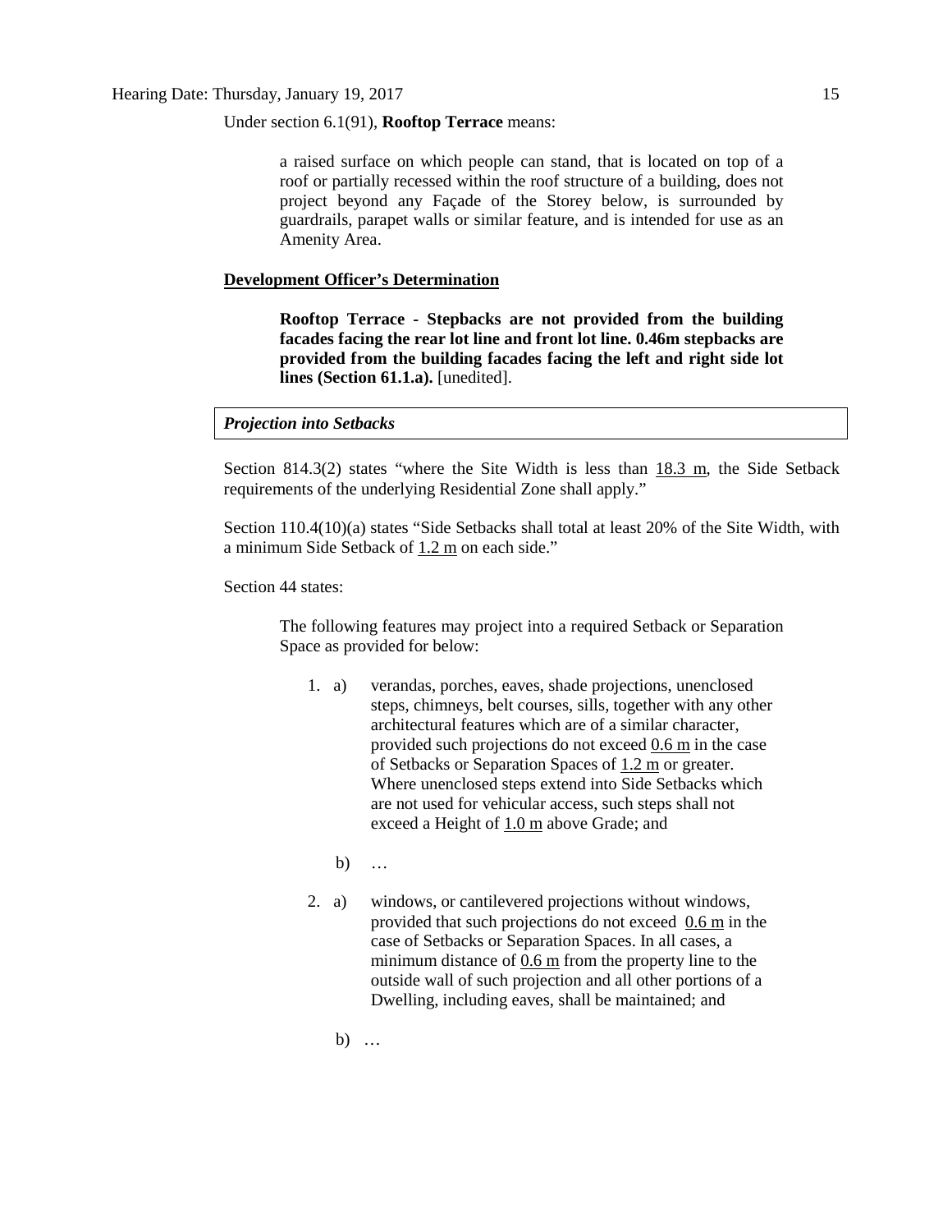Under section 6.1(91), **Rooftop Terrace** means:

> a raised surface on which people can stand, that is located on top of a roof or partially recessed within the roof structure of a building, does not project beyond any Façade of the Storey below, is surrounded by guardrails, parapet walls or similar feature, and is intended for use as an Amenity Area.

**Development Officer's Determination**

> **Rooftop Terrace - Stepbacks are not provided from the building facades facing the rear lot line and front lot line. 0.46m stepbacks are provided from the building facades facing the left and right side lot lines (Section 61.1.a).** [unedited].

***Projection into Setbacks***

Section 814.3(2) states "where the Site Width is less than 18.3 m, the Side Setback requirements of the underlying Residential Zone shall apply."

Section 110.4(10)(a) states "Side Setbacks shall total at least 20% of the Site Width, with a minimum Side Setback of 1.2 m on each side."

Section 44 states:

> The following features may project into a required Setback or Separation Space as provided for below:
>
> 1. a) verandas, porches, eaves, shade projections, unenclosed steps, chimneys, belt courses, sills, together with any other architectural features which are of a similar character, provided such projections do not exceed 0.6 m in the case of Setbacks or Separation Spaces of 1.2 m or greater. Where unenclosed steps extend into Side Setbacks which are not used for vehicular access, such steps shall not exceed a Height of 1.0 m above Grade; and
>
>    b) …
>
> 2. a) windows, or cantilevered projections without windows, provided that such projections do not exceed 0.6 m in the case of Setbacks or Separation Spaces. In all cases, a minimum distance of 0.6 m from the property line to the outside wall of such projection and all other portions of a Dwelling, including eaves, shall be maintained; and
>
>    b) …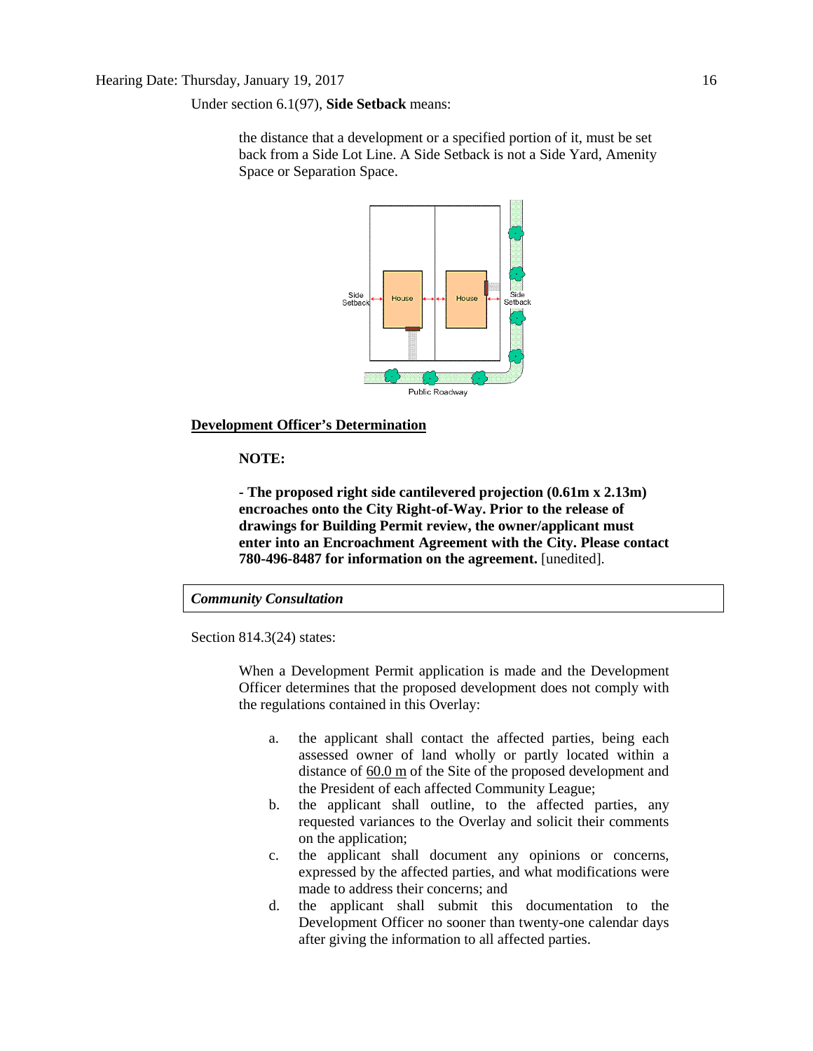Under section 6.1(97), **Side Setback** means:

> the distance that a development or a specified portion of it, must be set back from a Side Lot Line. A Side Setback is not a Side Yard, Amenity Space or Separation Space.

**Development Officer's Determination**

> **NOTE:**
>
> **- The proposed right side cantilevered projection (0.61m x 2.13m) encroaches onto the City Right-of-Way. Prior to the release of drawings for Building Permit review, the owner/applicant must enter into an Encroachment Agreement with the City. Please contact 780-496-8487 for information on the agreement.** [unedited].

***Community Consultation***

Section 814.3(24) states:

> When a Development Permit application is made and the Development Officer determines that the proposed development does not comply with the regulations contained in this Overlay:
>
> a. the applicant shall contact the affected parties, being each assessed owner of land wholly or partly located within a distance of 60.0 m of the Site of the proposed development and the President of each affected Community League;
>
> b. the applicant shall outline, to the affected parties, any requested variances to the Overlay and solicit their comments on the application;
>
> c. the applicant shall document any opinions or concerns, expressed by the affected parties, and what modifications were made to address their concerns; and
>
> d. the applicant shall submit this documentation to the Development Officer no sooner than twenty-one calendar days after giving the information to all affected parties.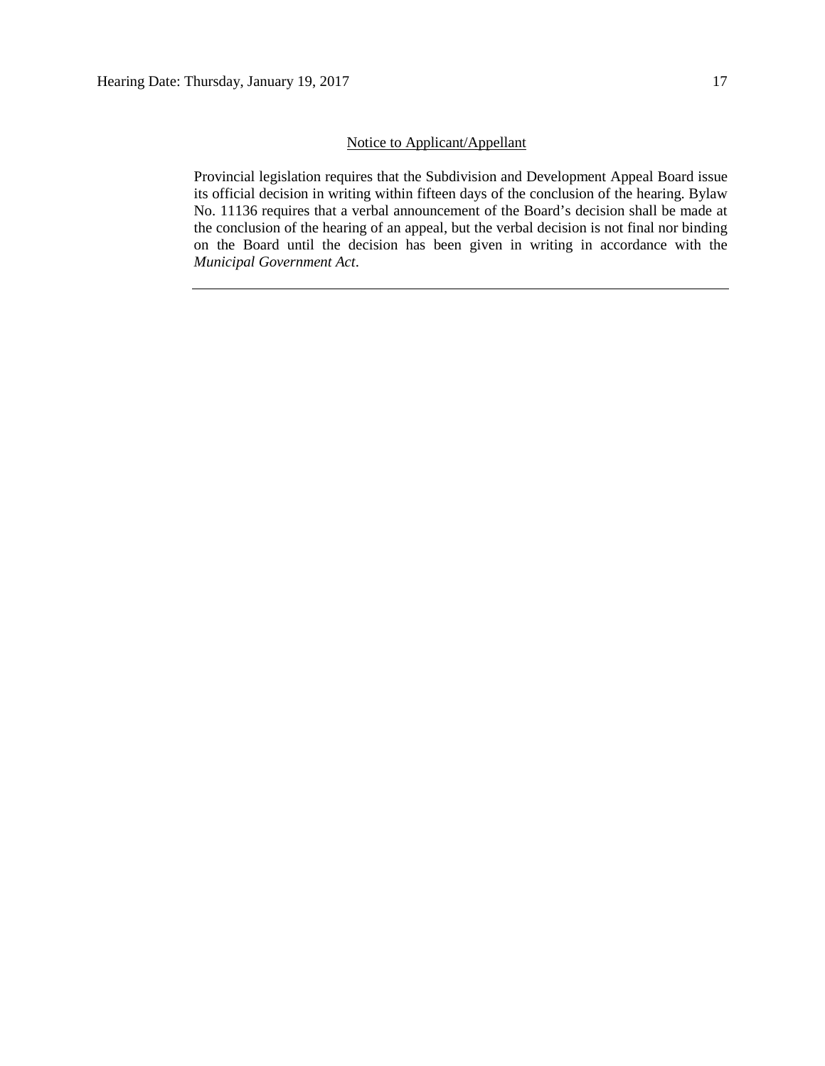<u>Notice to Applicant/Appellant</u>

Provincial legislation requires that the Subdivision and Development Appeal Board issue its official decision in writing within fifteen days of the conclusion of the hearing. Bylaw No. 11136 requires that a verbal announcement of the Board's decision shall be made at the conclusion of the hearing of an appeal, but the verbal decision is not final nor binding on the Board until the decision has been given in writing in accordance with the *Municipal Government Act*.

---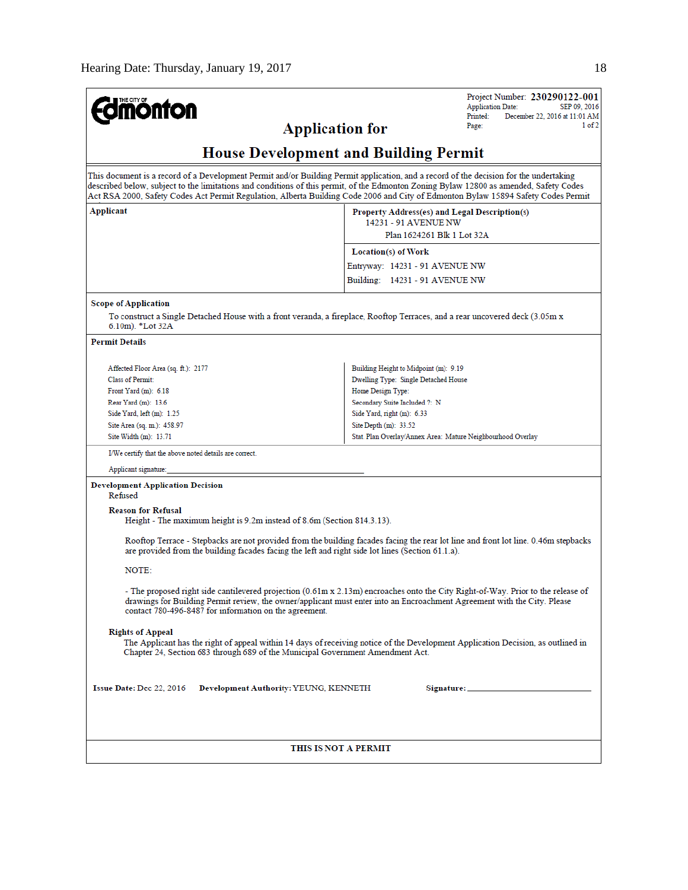**THE CITY OF Edmonton**

Project Number: **230290122-001**
Application Date: SEP 09, 2016
Printed: December 22, 2016 at 11:01 AM
Page: 1 of 2

# Application for

# House Development and Building Permit

This document is a record of a Development Permit and/or Building Permit application, and a record of the decision for the undertaking described below, subject to the limitations and conditions of this permit, of the Edmonton Zoning Bylaw 12800 as amended, Safety Codes Act RSA 2000, Safety Codes Act Permit Regulation, Alberta Building Code 2006 and City of Edmonton Bylaw 15894 Safety Codes Permit

| Applicant | Property Address(es) and Legal Description(s) |
|---|---|
| | 14231 - 91 AVENUE NW<br>Plan 1624261 Blk 1 Lot 32A |
| | **Location(s) of Work** |
| | Entryway: 14231 - 91 AVENUE NW |
| | Building: 14231 - 91 AVENUE NW |

**Scope of Application**

To construct a Single Detached House with a front veranda, a fireplace, Rooftop Terraces, and a rear uncovered deck (3.05m x 6.10m). *Lot 32A

**Permit Details**

| | |
|---|---|
| Affected Floor Area (sq. ft.): 2177 | Building Height to Midpoint (m): 9.19 |
| Class of Permit: | Dwelling Type: Single Detached House |
| Front Yard (m): 6.18 | Home Design Type: |
| Rear Yard (m): 13.6 | Secondary Suite Included ?: N |
| Side Yard, left (m): 1.25 | Side Yard, right (m): 6.33 |
| Site Area (sq. m.): 458.97 | Site Depth (m): 33.52 |
| Site Width (m): 13.71 | Stat. Plan Overlay/Annex Area: Mature Neighbourhood Overlay |

I/We certify that the above noted details are correct.

Applicant signature: ______________________________

**Development Application Decision**

Refused

**Reason for Refusal**

Height - The maximum height is 9.2m instead of 8.6m (Section 814.3.13).

Rooftop Terrace - Stepbacks are not provided from the building facades facing the rear lot line and front lot line. 0.46m stepbacks are provided from the building facades facing the left and right side lot lines (Section 61.1.a).

NOTE:

- The proposed right side cantilevered projection (0.61m x 2.13m) encroaches onto the City Right-of-Way. Prior to the release of drawings for Building Permit review, the owner/applicant must enter into an Encroachment Agreement with the City. Please contact 780-496-8487 for information on the agreement.

**Rights of Appeal**

The Applicant has the right of appeal within 14 days of receiving notice of the Development Application Decision, as outlined in Chapter 24, Section 683 through 689 of the Municipal Government Amendment Act.

**Issue Date:** Dec 22, 2016 **Development Authority:** YEUNG, KENNETH **Signature:** ______________________

**THIS IS NOT A PERMIT**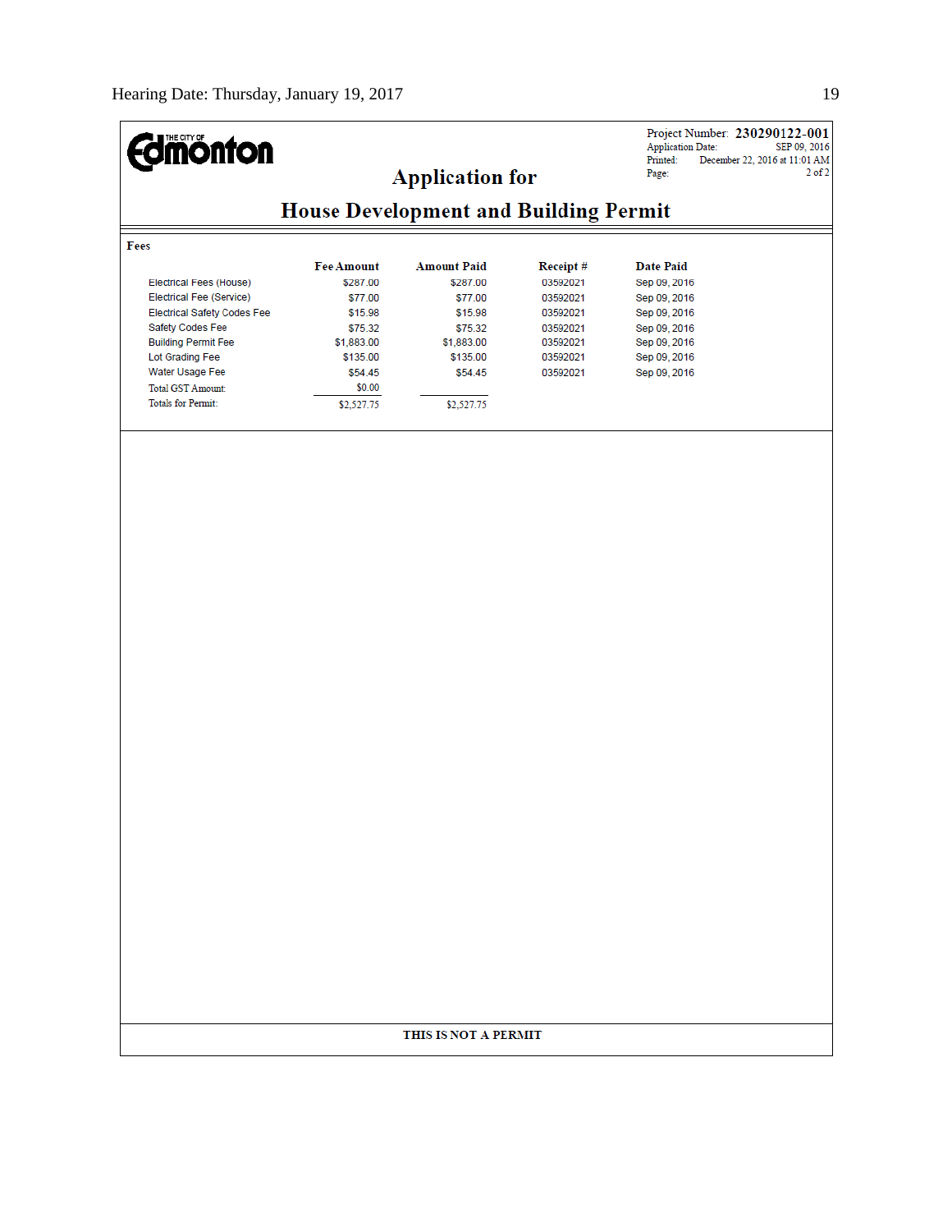THE CITY OF Edmonton

Project Number: **230290122-001**
Application Date: SEP 09, 2016
Printed: December 22, 2016 at 11:01 AM
Page: 2 of 2

# Application for

# House Development and Building Permit

**Fees**

| | Fee Amount | Amount Paid | Receipt # | Date Paid |
|---|---|---|---|---|
| Electrical Fees (House) | $287.00 | $287.00 | 03592021 | Sep 09, 2016 |
| Electrical Fee (Service) | $77.00 | $77.00 | 03592021 | Sep 09, 2016 |
| Electrical Safety Codes Fee | $15.98 | $15.98 | 03592021 | Sep 09, 2016 |
| Safety Codes Fee | $75.32 | $75.32 | 03592021 | Sep 09, 2016 |
| Building Permit Fee | $1,883.00 | $1,883.00 | 03592021 | Sep 09, 2016 |
| Lot Grading Fee | $135.00 | $135.00 | 03592021 | Sep 09, 2016 |
| Water Usage Fee | $54.45 | $54.45 | 03592021 | Sep 09, 2016 |
| Total GST Amount: | $0.00 | | | |
| Totals for Permit: | $2,527.75 | $2,527.75 | | |

**THIS IS NOT A PERMIT**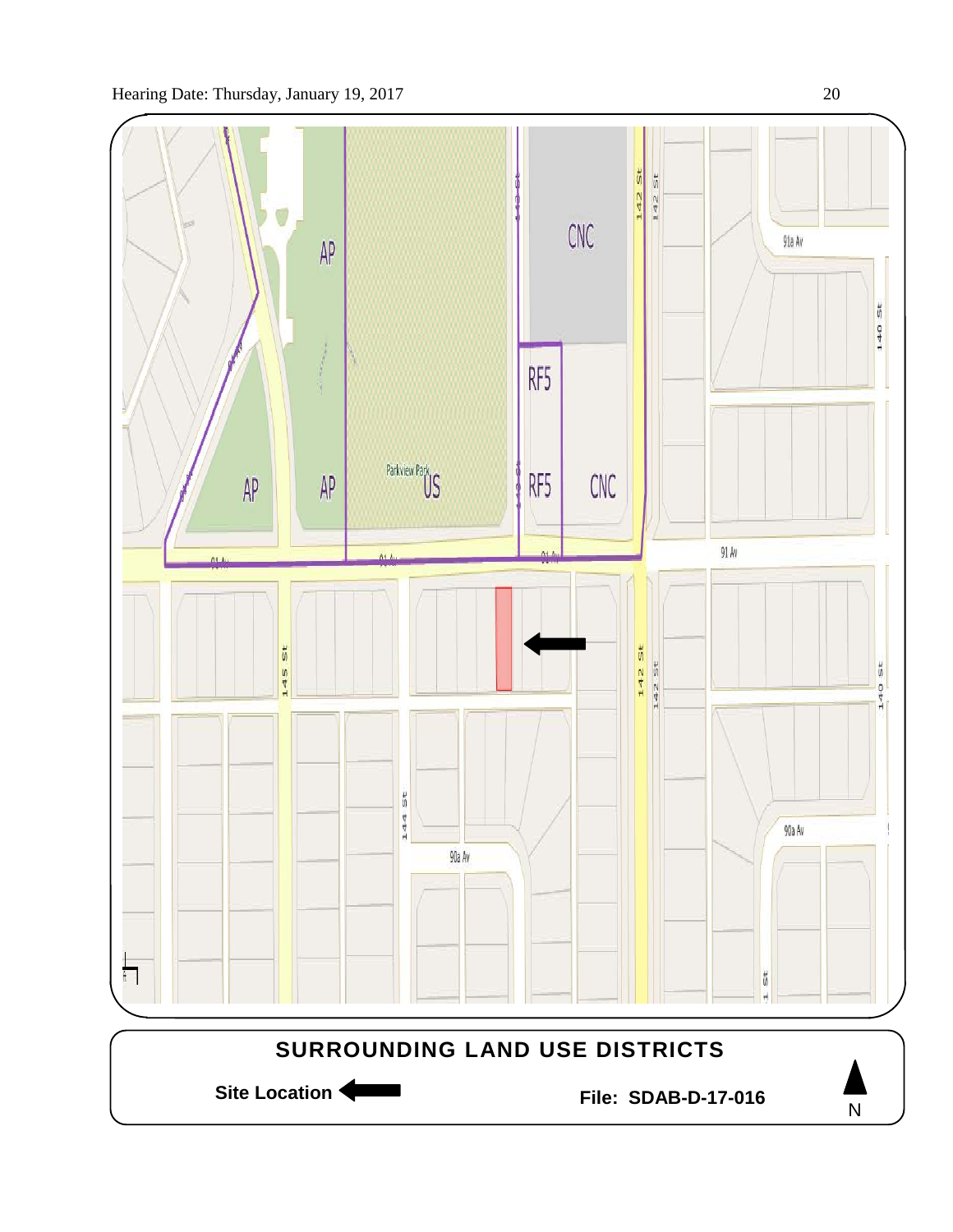# SURROUNDING LAND USE DISTRICTS

**Site Location**

**File: SDAB-D-17-016**

N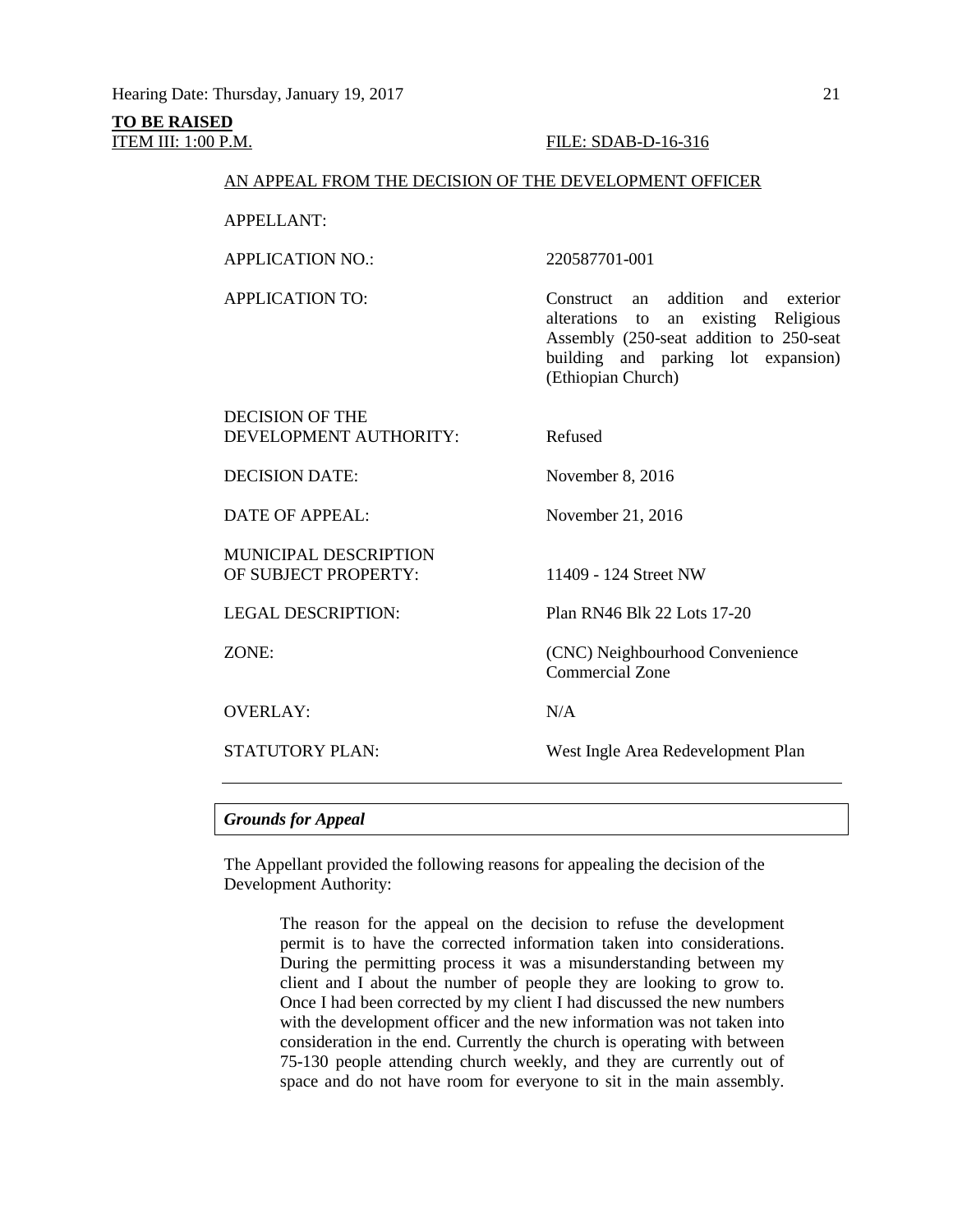**TO BE RAISED**

ITEM III: 1:00 P.M. FILE: SDAB-D-16-316

AN APPEAL FROM THE DECISION OF THE DEVELOPMENT OFFICER

| | |
|---|---|
| APPELLANT: | |
| APPLICATION NO.: | 220587701-001 |
| APPLICATION TO: | Construct an addition and exterior alterations to an existing Religious Assembly (250-seat addition to 250-seat building and parking lot expansion) (Ethiopian Church) |
| DECISION OF THE DEVELOPMENT AUTHORITY: | Refused |
| DECISION DATE: | November 8, 2016 |
| DATE OF APPEAL: | November 21, 2016 |
| MUNICIPAL DESCRIPTION OF SUBJECT PROPERTY: | 11409 - 124 Street NW |
| LEGAL DESCRIPTION: | Plan RN46 Blk 22 Lots 17-20 |
| ZONE: | (CNC) Neighbourhood Convenience Commercial Zone |
| OVERLAY: | N/A |
| STATUTORY PLAN: | West Ingle Area Redevelopment Plan |

***Grounds for Appeal***

The Appellant provided the following reasons for appealing the decision of the Development Authority:

> The reason for the appeal on the decision to refuse the development permit is to have the corrected information taken into considerations. During the permitting process it was a misunderstanding between my client and I about the number of people they are looking to grow to. Once I had been corrected by my client I had discussed the new numbers with the development officer and the new information was not taken into consideration in the end. Currently the church is operating with between 75-130 people attending church weekly, and they are currently out of space and do not have room for everyone to sit in the main assembly.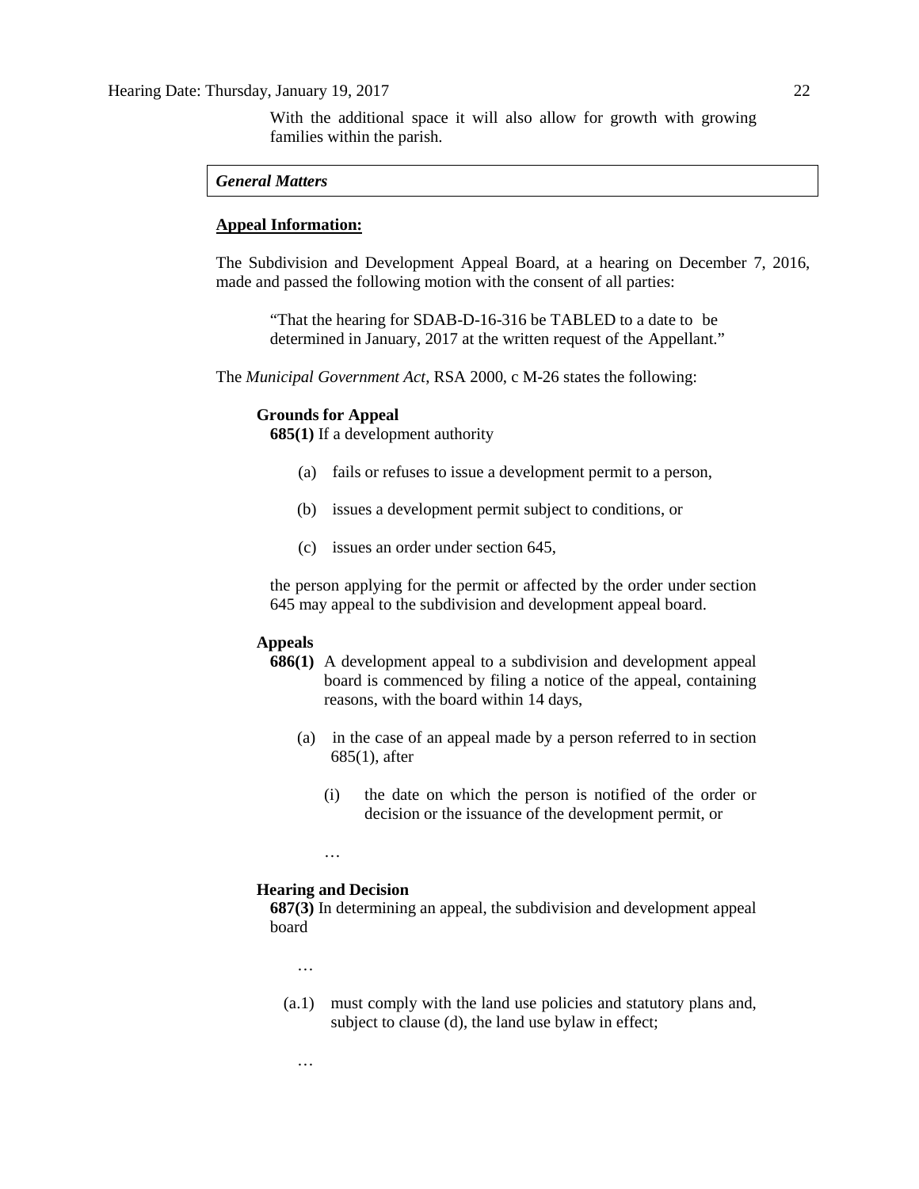With the additional space it will also allow for growth with growing families within the parish.

***General Matters***

**Appeal Information:**

The Subdivision and Development Appeal Board, at a hearing on December 7, 2016, made and passed the following motion with the consent of all parties:

> "That the hearing for SDAB-D-16-316 be TABLED to a date to be determined in January, 2017 at the written request of the Appellant."

The *Municipal Government Act*, RSA 2000, c M-26 states the following:

> **Grounds for Appeal**
> **685(1)** If a development authority
>
> (a) fails or refuses to issue a development permit to a person,
>
> (b) issues a development permit subject to conditions, or
>
> (c) issues an order under section 645,
>
> the person applying for the permit or affected by the order under section 645 may appeal to the subdivision and development appeal board.
>
> **Appeals**
> **686(1)** A development appeal to a subdivision and development appeal board is commenced by filing a notice of the appeal, containing reasons, with the board within 14 days,
>
> (a) in the case of an appeal made by a person referred to in section 685(1), after
>
> (i) the date on which the person is notified of the order or decision or the issuance of the development permit, or
>
> …
>
> **Hearing and Decision**
> **687(3)** In determining an appeal, the subdivision and development appeal board
>
> …
>
> (a.1) must comply with the land use policies and statutory plans and, subject to clause (d), the land use bylaw in effect;
>
> …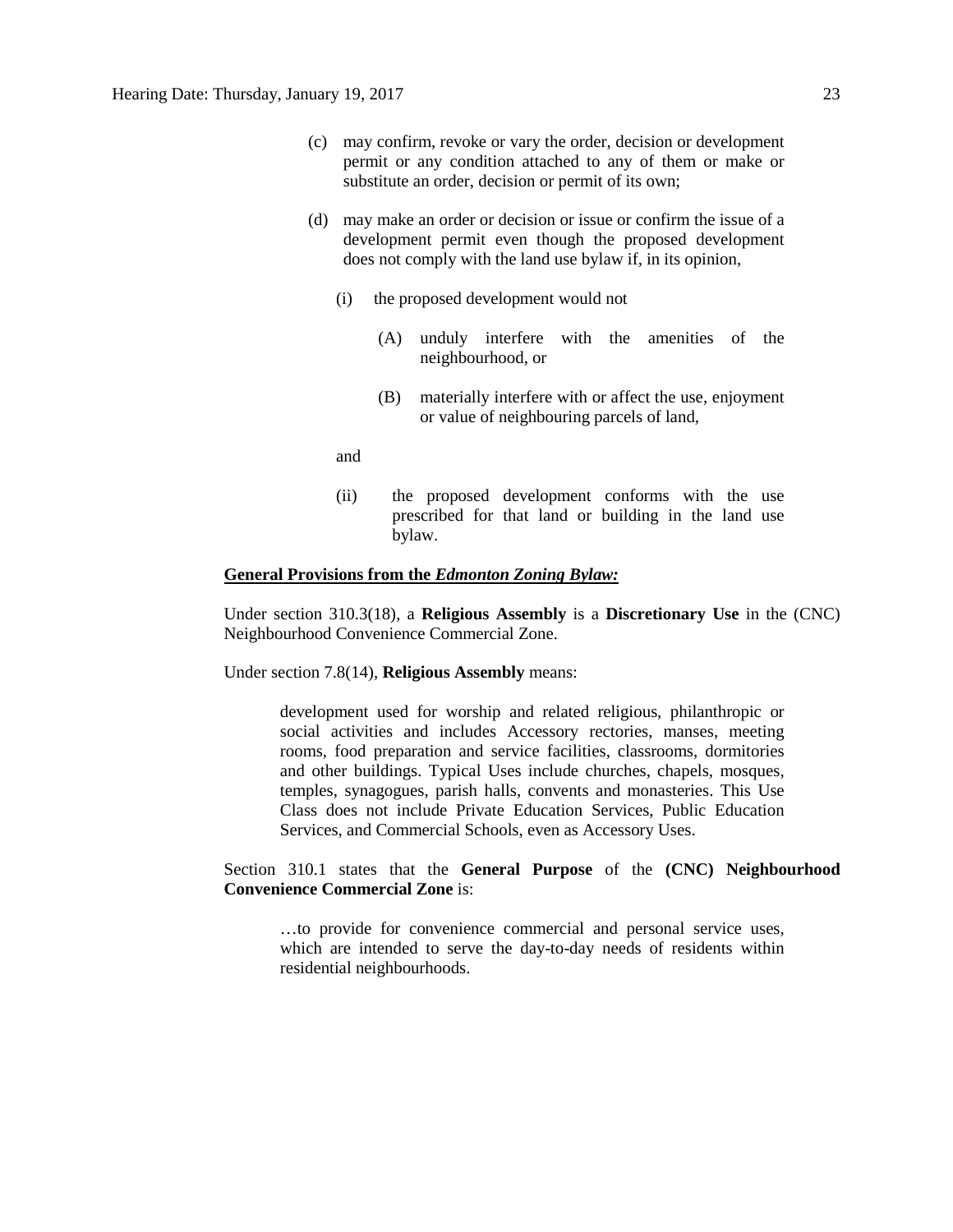(c) may confirm, revoke or vary the order, decision or development permit or any condition attached to any of them or make or substitute an order, decision or permit of its own;

(d) may make an order or decision or issue or confirm the issue of a development permit even though the proposed development does not comply with the land use bylaw if, in its opinion,

(i) the proposed development would not

(A) unduly interfere with the amenities of the neighbourhood, or

(B) materially interfere with or affect the use, enjoyment or value of neighbouring parcels of land,

and

(ii) the proposed development conforms with the use prescribed for that land or building in the land use bylaw.

**General Provisions from the *Edmonton Zoning Bylaw:***

Under section 310.3(18), a **Religious Assembly** is a **Discretionary Use** in the (CNC) Neighbourhood Convenience Commercial Zone.

Under section 7.8(14), **Religious Assembly** means:

> development used for worship and related religious, philanthropic or social activities and includes Accessory rectories, manses, meeting rooms, food preparation and service facilities, classrooms, dormitories and other buildings. Typical Uses include churches, chapels, mosques, temples, synagogues, parish halls, convents and monasteries. This Use Class does not include Private Education Services, Public Education Services, and Commercial Schools, even as Accessory Uses.

Section 310.1 states that the **General Purpose** of the **(CNC) Neighbourhood Convenience Commercial Zone** is:

> …to provide for convenience commercial and personal service uses, which are intended to serve the day-to-day needs of residents within residential neighbourhoods.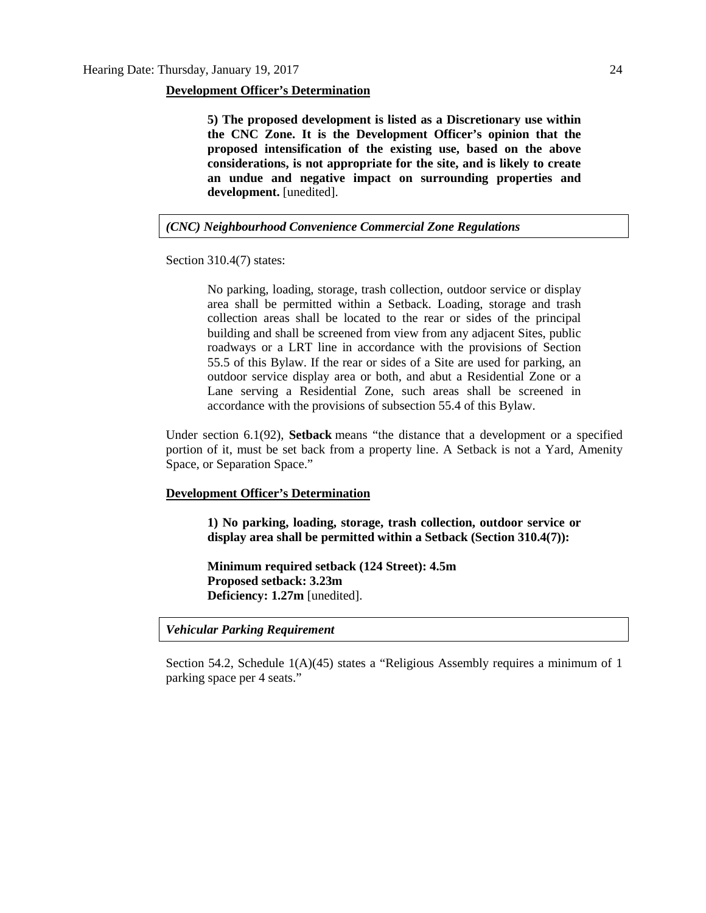**Development Officer's Determination**

> **5) The proposed development is listed as a Discretionary use within the CNC Zone. It is the Development Officer's opinion that the proposed intensification of the existing use, based on the above considerations, is not appropriate for the site, and is likely to create an undue and negative impact on surrounding properties and development.** [unedited].

***(CNC) Neighbourhood Convenience Commercial Zone Regulations***

Section 310.4(7) states:

> No parking, loading, storage, trash collection, outdoor service or display area shall be permitted within a Setback. Loading, storage and trash collection areas shall be located to the rear or sides of the principal building and shall be screened from view from any adjacent Sites, public roadways or a LRT line in accordance with the provisions of Section 55.5 of this Bylaw. If the rear or sides of a Site are used for parking, an outdoor service display area or both, and abut a Residential Zone or a Lane serving a Residential Zone, such areas shall be screened in accordance with the provisions of subsection 55.4 of this Bylaw.

Under section 6.1(92), **Setback** means "the distance that a development or a specified portion of it, must be set back from a property line. A Setback is not a Yard, Amenity Space, or Separation Space."

**Development Officer's Determination**

> **1) No parking, loading, storage, trash collection, outdoor service or display area shall be permitted within a Setback (Section 310.4(7)):**
>
> **Minimum required setback (124 Street): 4.5m**
> **Proposed setback: 3.23m**
> **Deficiency: 1.27m** [unedited].

***Vehicular Parking Requirement***

Section 54.2, Schedule 1(A)(45) states a "Religious Assembly requires a minimum of 1 parking space per 4 seats."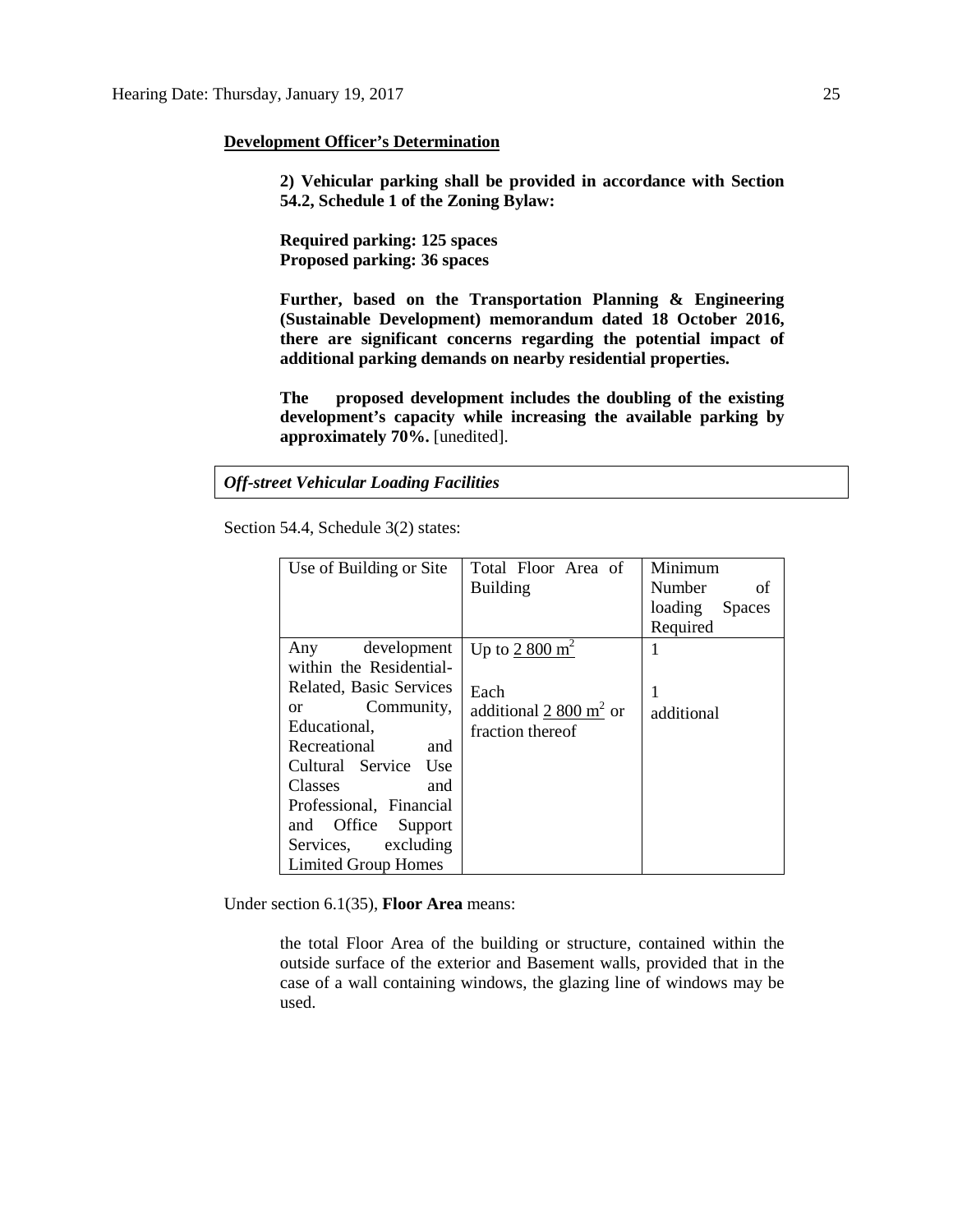**Development Officer's Determination**

> **2) Vehicular parking shall be provided in accordance with Section 54.2, Schedule 1 of the Zoning Bylaw:**
>
> **Required parking: 125 spaces**
> **Proposed parking: 36 spaces**
>
> **Further, based on the Transportation Planning & Engineering (Sustainable Development) memorandum dated 18 October 2016, there are significant concerns regarding the potential impact of additional parking demands on nearby residential properties.**
>
> **The proposed development includes the doubling of the existing development's capacity while increasing the available parking by approximately 70%.** [unedited].

***Off-street Vehicular Loading Facilities***

Section 54.4, Schedule 3(2) states:

| Use of Building or Site | Total Floor Area of Building | Minimum Number of loading Spaces Required |
|---|---|---|
| Any development within the Residential-Related, Basic Services or Community, Educational, Recreational and Cultural Service Use Classes and Professional, Financial and Office Support Services, excluding Limited Group Homes | Up to 2 800 $m^2$<br><br>Each additional 2 800 $m^2$ or fraction thereof | 1<br><br>1 additional |

Under section 6.1(35), **Floor Area** means:

> the total Floor Area of the building or structure, contained within the outside surface of the exterior and Basement walls, provided that in the case of a wall containing windows, the glazing line of windows may be used.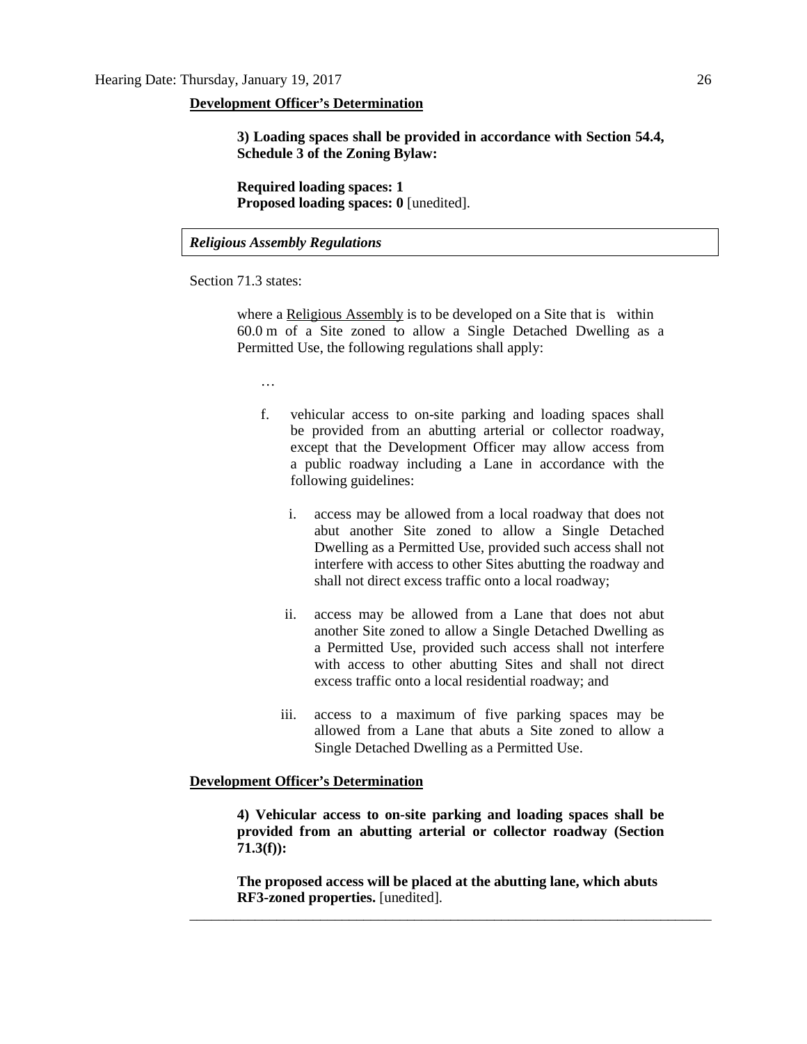**<u>Development Officer's Determination</u>**

> **3) Loading spaces shall be provided in accordance with Section 54.4, Schedule 3 of the Zoning Bylaw:**
>
> **Required loading spaces: 1**
> **Proposed loading spaces: 0** [unedited].

***Religious Assembly Regulations***

Section 71.3 states:

> where a <u>Religious Assembly</u> is to be developed on a Site that is within 60.0 m of a Site zoned to allow a Single Detached Dwelling as a Permitted Use, the following regulations shall apply:
>
> …
>
> f. vehicular access to on-site parking and loading spaces shall be provided from an abutting arterial or collector roadway, except that the Development Officer may allow access from a public roadway including a Lane in accordance with the following guidelines:
>
> i. access may be allowed from a local roadway that does not abut another Site zoned to allow a Single Detached Dwelling as a Permitted Use, provided such access shall not interfere with access to other Sites abutting the roadway and shall not direct excess traffic onto a local roadway;
>
> ii. access may be allowed from a Lane that does not abut another Site zoned to allow a Single Detached Dwelling as a Permitted Use, provided such access shall not interfere with access to other abutting Sites and shall not direct excess traffic onto a local residential roadway; and
>
> iii. access to a maximum of five parking spaces may be allowed from a Lane that abuts a Site zoned to allow a Single Detached Dwelling as a Permitted Use.

**<u>Development Officer's Determination</u>**

> **4) Vehicular access to on-site parking and loading spaces shall be provided from an abutting arterial or collector roadway (Section 71.3(f)):**
>
> **The proposed access will be placed at the abutting lane, which abuts RF3-zoned properties.** [unedited].

---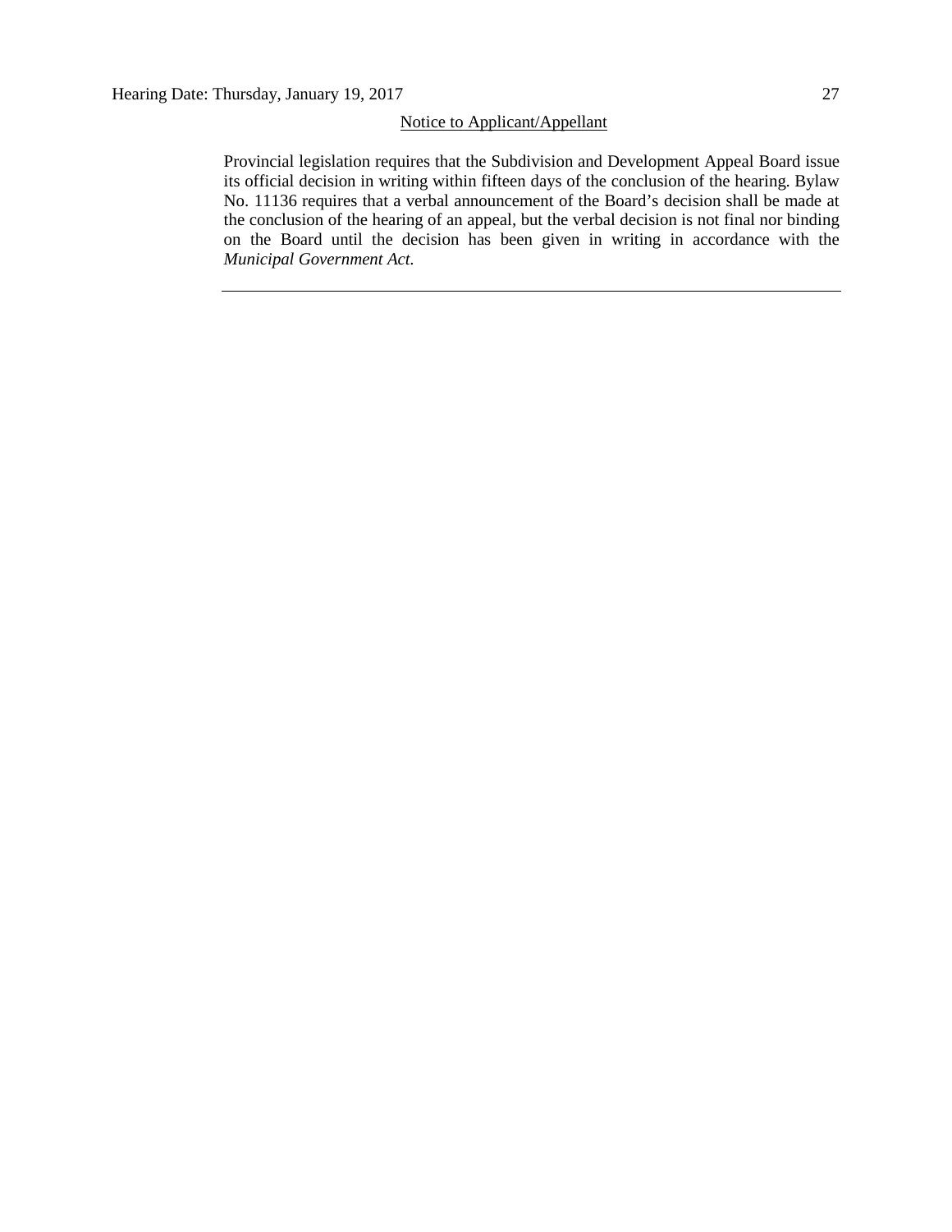Notice to Applicant/Appellant

Provincial legislation requires that the Subdivision and Development Appeal Board issue its official decision in writing within fifteen days of the conclusion of the hearing. Bylaw No. 11136 requires that a verbal announcement of the Board's decision shall be made at the conclusion of the hearing of an appeal, but the verbal decision is not final nor binding on the Board until the decision has been given in writing in accordance with the *Municipal Government Act.*

---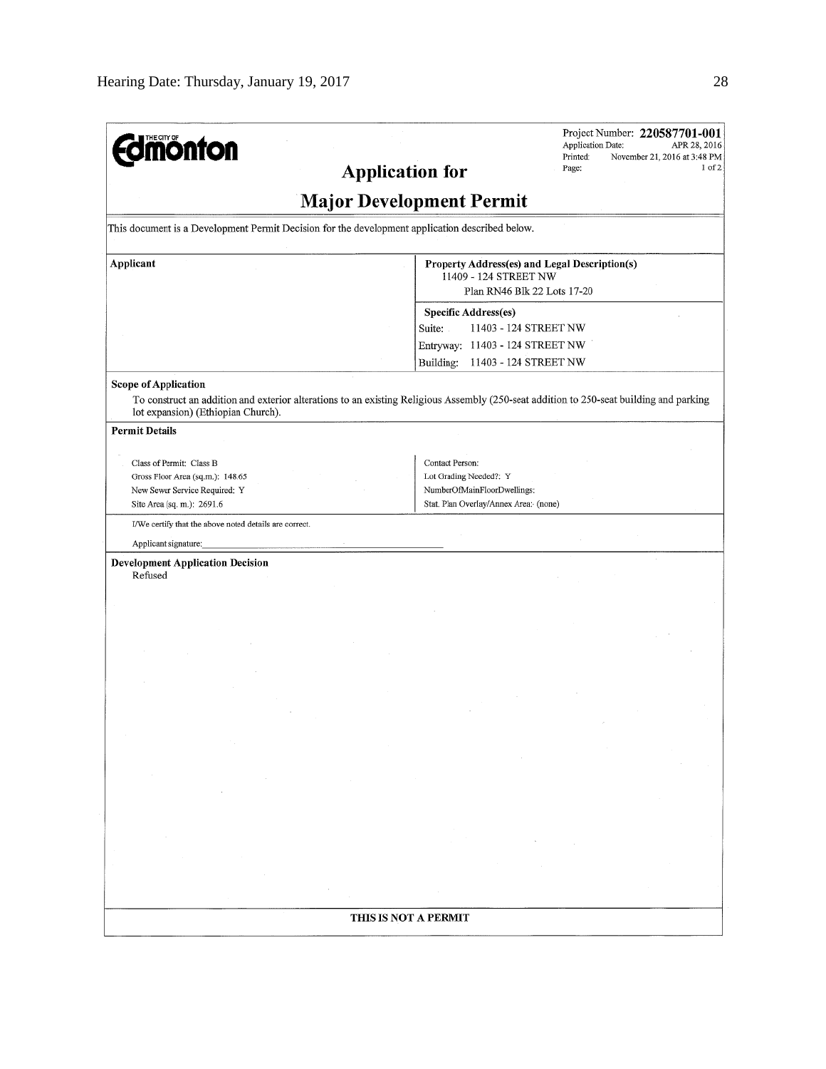THE CITY OF **Edmonton**

Project Number: **220587701-001**
Application Date: APR 28, 2016
Printed: November 21, 2016 at 3:48 PM
Page: 1 of 2

# Application for

# Major Development Permit

This document is a Development Permit Decision for the development application described below.

| **Applicant** | **Property Address(es) and Legal Description(s)**<br>11409 - 124 STREET NW<br>Plan RN46 Blk 22 Lots 17-20 |
|---|---|
| | **Specific Address(es)**<br>Suite: 11403 - 124 STREET NW<br>Entryway: 11403 - 124 STREET NW<br>Building: 11403 - 124 STREET NW |

**Scope of Application**

To construct an addition and exterior alterations to an existing Religious Assembly (250-seat addition to 250-seat building and parking lot expansion) (Ethiopian Church).

**Permit Details**

| | |
|---|---|
| Class of Permit: Class B | Contact Person: |
| Gross Floor Area (sq.m.): 148.65 | Lot Grading Needed?: Y |
| New Sewer Service Required: Y | NumberOfMainFloorDwellings: |
| Site Area (sq. m.): 2691.6 | Stat. Plan Overlay/Annex Area: (none) |

I/We certify that the above noted details are correct.

Applicant signature:_______________________________

**Development Application Decision**

Refused

**THIS IS NOT A PERMIT**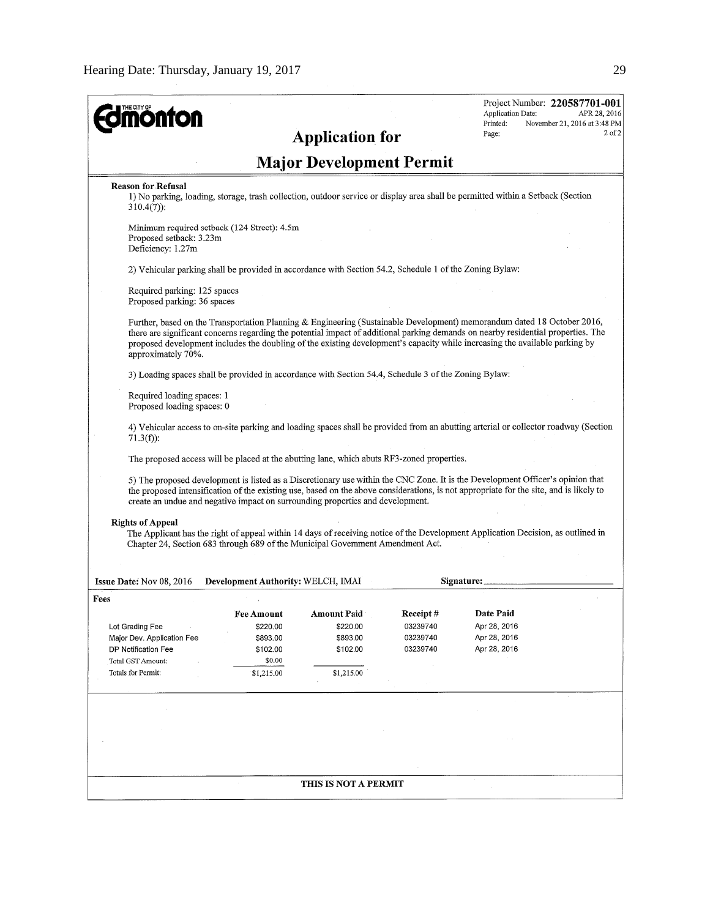THE CITY OF **Edmonton**

Project Number: **220587701-001**
Application Date: APR 28, 2016
Printed: November 21, 2016 at 3:48 PM
Page: 2 of 2

# Application for Major Development Permit

**Reason for Refusal**

1) No parking, loading, storage, trash collection, outdoor service or display area shall be permitted within a Setback (Section 310.4(7)):

Minimum required setback (124 Street): 4.5m
Proposed setback: 3.23m
Deficiency: 1.27m

2) Vehicular parking shall be provided in accordance with Section 54.2, Schedule 1 of the Zoning Bylaw:

Required parking: 125 spaces
Proposed parking: 36 spaces

Further, based on the Transportation Planning & Engineering (Sustainable Development) memorandum dated 18 October 2016, there are significant concerns regarding the potential impact of additional parking demands on nearby residential properties. The proposed development includes the doubling of the existing development's capacity while increasing the available parking by approximately 70%.

3) Loading spaces shall be provided in accordance with Section 54.4, Schedule 3 of the Zoning Bylaw:

Required loading spaces: 1
Proposed loading spaces: 0

4) Vehicular access to on-site parking and loading spaces shall be provided from an abutting arterial or collector roadway (Section 71.3(f)):

The proposed access will be placed at the abutting lane, which abuts RF3-zoned properties.

5) The proposed development is listed as a Discretionary use within the CNC Zone. It is the Development Officer's opinion that the proposed intensification of the existing use, based on the above considerations, is not appropriate for the site, and is likely to create an undue and negative impact on surrounding properties and development.

**Rights of Appeal**

The Applicant has the right of appeal within 14 days of receiving notice of the Development Application Decision, as outlined in Chapter 24, Section 683 through 689 of the Municipal Government Amendment Act.

**Issue Date:** Nov 08, 2016 **Development Authority:** WELCH, IMAI **Signature:** ____________

**Fees**

| | Fee Amount | Amount Paid | Receipt # | Date Paid |
|---|---|---|---|---|
| Lot Grading Fee | $220.00 | $220.00 | 03239740 | Apr 28, 2016 |
| Major Dev. Application Fee | $893.00 | $893.00 | 03239740 | Apr 28, 2016 |
| DP Notification Fee | $102.00 | $102.00 | 03239740 | Apr 28, 2016 |
| Total GST Amount: | $0.00 | | | |
| Totals for Permit: | $1,215.00 | $1,215.00 | | |

**THIS IS NOT A PERMIT**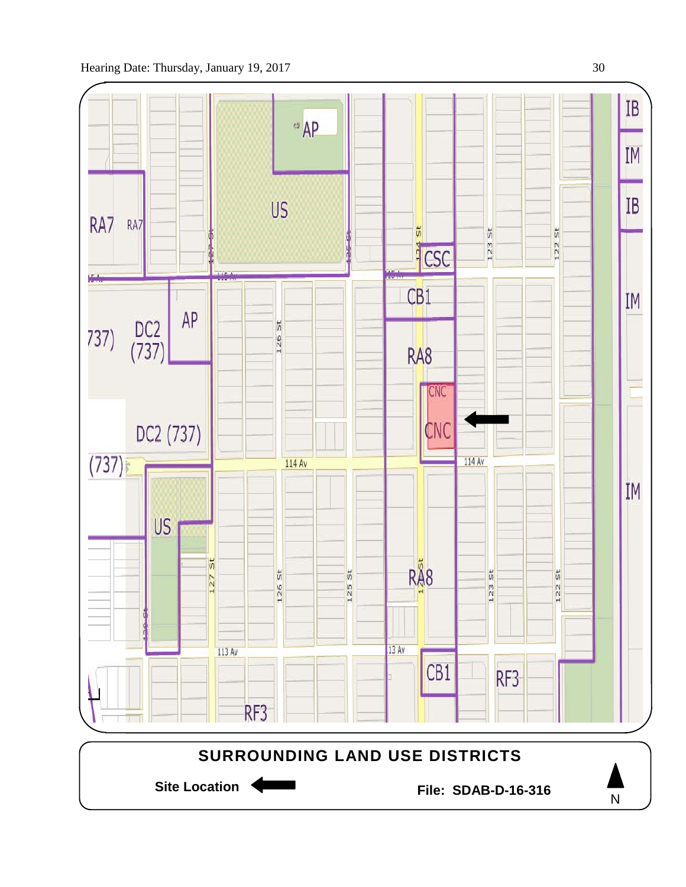## SURROUNDING LAND USE DISTRICTS

**Site Location** ←

**File: SDAB-D-16-316**

N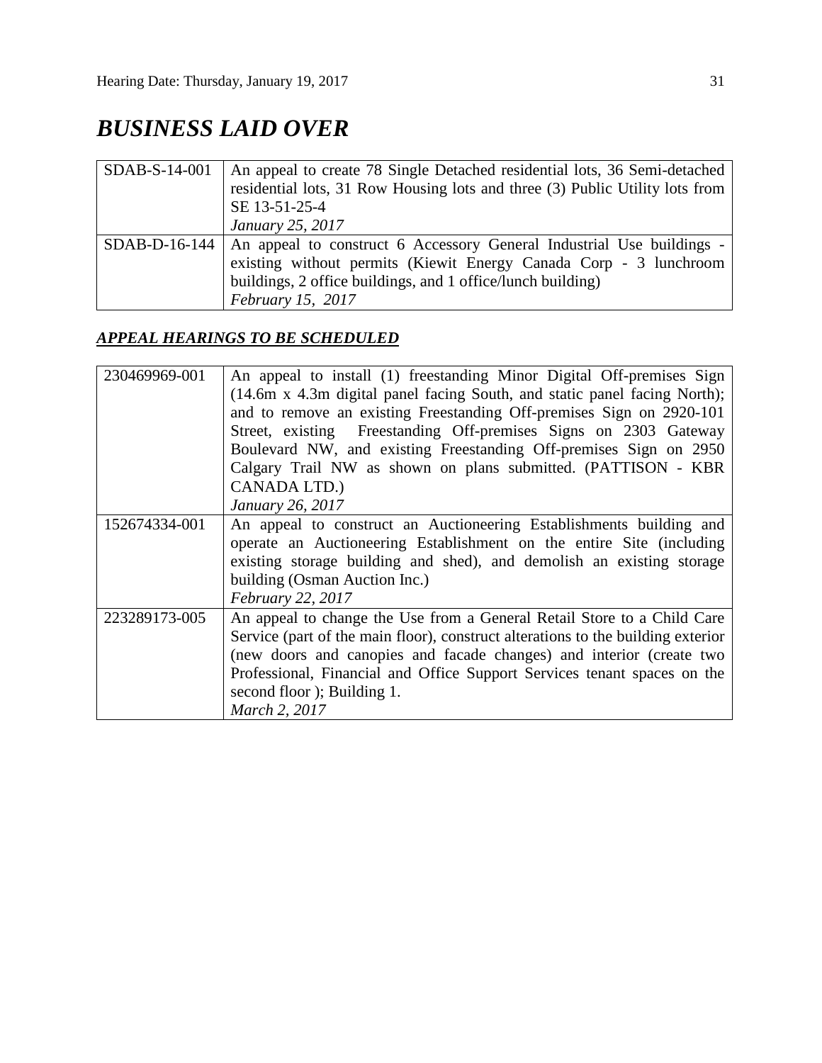# *BUSINESS LAID OVER*

| | |
|---|---|
| SDAB-S-14-001 | An appeal to create 78 Single Detached residential lots, 36 Semi-detached residential lots, 31 Row Housing lots and three (3) Public Utility lots from SE 13-51-25-4<br>*January 25, 2017* |
| SDAB-D-16-144 | An appeal to construct 6 Accessory General Industrial Use buildings - existing without permits (Kiewit Energy Canada Corp - 3 lunchroom buildings, 2 office buildings, and 1 office/lunch building)<br>*February 15, 2017* |

## ***APPEAL HEARINGS TO BE SCHEDULED***

| | |
|---|---|
| 230469969-001 | An appeal to install (1) freestanding Minor Digital Off-premises Sign (14.6m x 4.3m digital panel facing South, and static panel facing North); and to remove an existing Freestanding Off-premises Sign on 2920-101 Street, existing Freestanding Off-premises Signs on 2303 Gateway Boulevard NW, and existing Freestanding Off-premises Sign on 2950 Calgary Trail NW as shown on plans submitted. (PATTISON - KBR CANADA LTD.)<br>*January 26, 2017* |
| 152674334-001 | An appeal to construct an Auctioneering Establishments building and operate an Auctioneering Establishment on the entire Site (including existing storage building and shed), and demolish an existing storage building (Osman Auction Inc.)<br>*February 22, 2017* |
| 223289173-005 | An appeal to change the Use from a General Retail Store to a Child Care Service (part of the main floor), construct alterations to the building exterior (new doors and canopies and facade changes) and interior (create two Professional, Financial and Office Support Services tenant spaces on the second floor ); Building 1.<br>*March 2, 2017* |